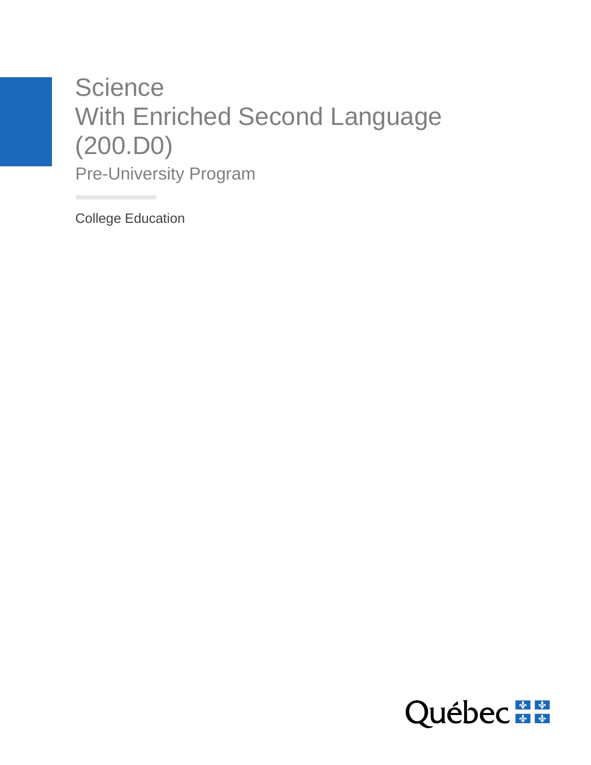# Science
# With Enriched Second Language
# (200.D0)

## Pre-University Program

College Education

Québec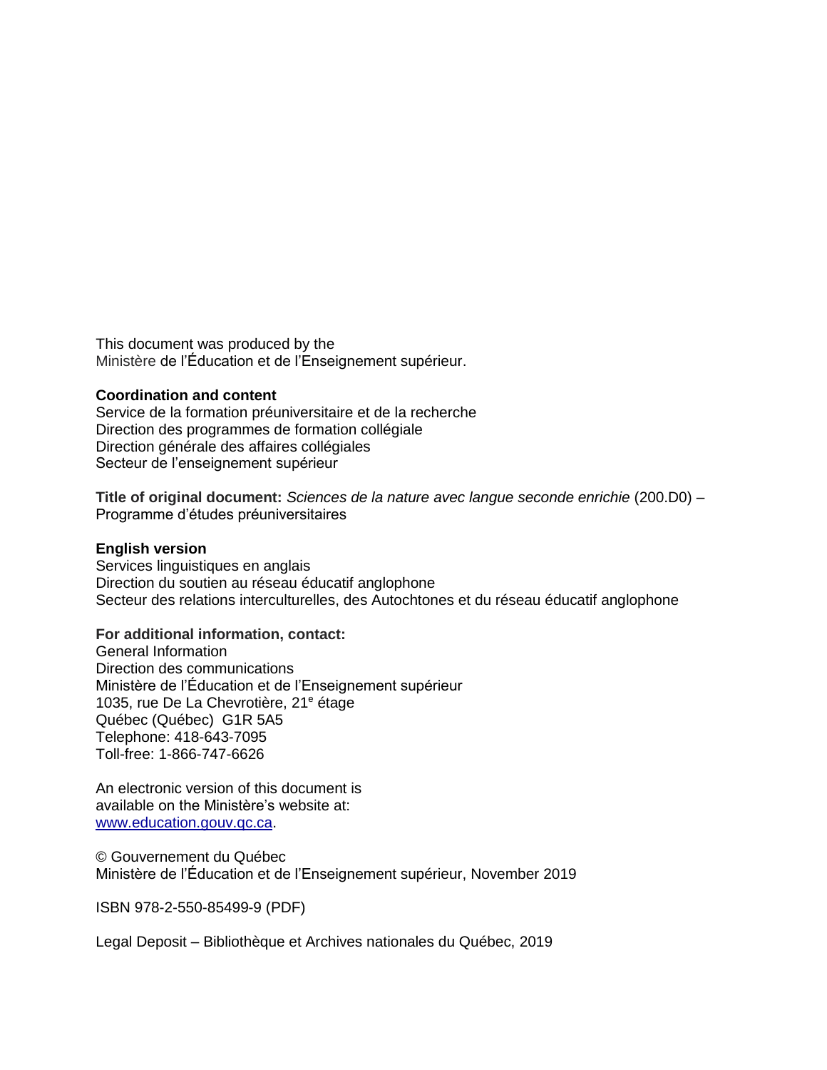This document was produced by the
Ministère de l'Éducation et de l'Enseignement supérieur.

**Coordination and content**
Service de la formation préuniversitaire et de la recherche
Direction des programmes de formation collégiale
Direction générale des affaires collégiales
Secteur de l'enseignement supérieur

**Title of original document:** *Sciences de la nature avec langue seconde enrichie* (200.D0) – Programme d'études préuniversitaires

**English version**
Services linguistiques en anglais
Direction du soutien au réseau éducatif anglophone
Secteur des relations interculturelles, des Autochtones et du réseau éducatif anglophone

**For additional information, contact:**
General Information
Direction des communications
Ministère de l'Éducation et de l'Enseignement supérieur
1035, rue De La Chevrotière, 21e étage
Québec (Québec) G1R 5A5
Telephone: 418-643-7095
Toll-free: 1-866-747-6626

An electronic version of this document is
available on the Ministère's website at:
www.education.gouv.qc.ca.

© Gouvernement du Québec
Ministère de l'Éducation et de l'Enseignement supérieur, November 2019

ISBN 978-2-550-85499-9 (PDF)

Legal Deposit – Bibliothèque et Archives nationales du Québec, 2019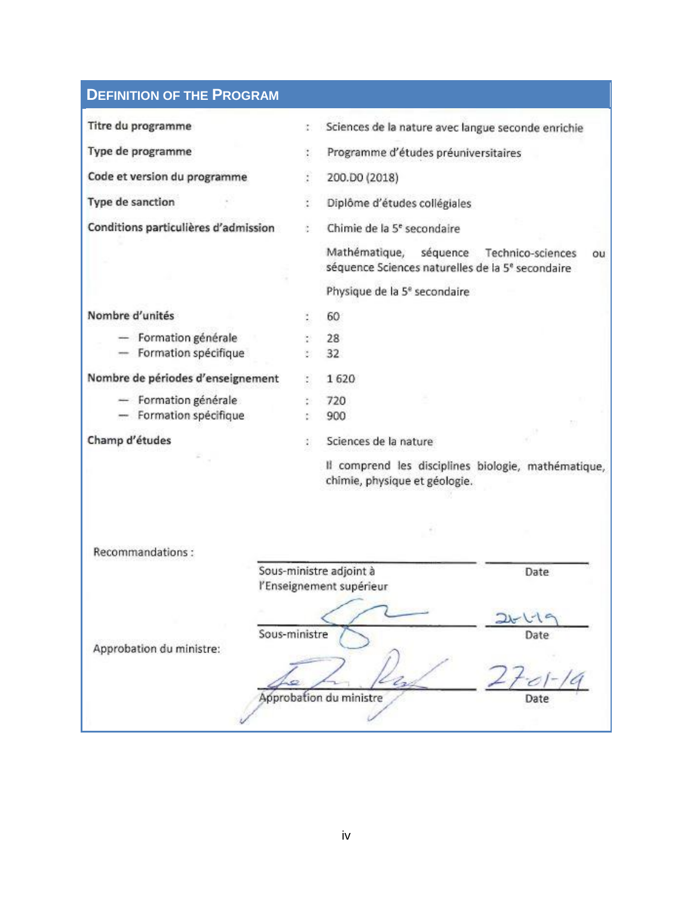## Definition of the Program

| | | |
|---|---|---|
| Titre du programme | : | Sciences de la nature avec langue seconde enrichie |
| Type de programme | : | Programme d'études préuniversitaires |
| Code et version du programme | : | 200.D0 (2018) |
| Type de sanction | : | Diplôme d'études collégiales |
| Conditions particulières d'admission | : | Chimie de la 5e secondaire |
| | | Mathématique, séquence Technico-sciences ou séquence Sciences naturelles de la 5e secondaire |
| | | Physique de la 5e secondaire |
| Nombre d'unités | : | 60 |
| — Formation générale | : | 28 |
| — Formation spécifique | : | 32 |
| Nombre de périodes d'enseignement | : | 1 620 |
| — Formation générale | : | 720 |
| — Formation spécifique | : | 900 |
| Champ d'études | : | Sciences de la nature |
| | | Il comprend les disciplines biologie, mathématique, chimie, physique et géologie. |

Recommandations :

| | |
|---|---|
| Sous-ministre adjoint à l'Enseignement supérieur | Date |
| Sous-ministre | 2019 — Date: 26-1-19 |

Approbation du ministre:

| | |
|---|---|
| Approbation du ministre | Date: 27-01-19 |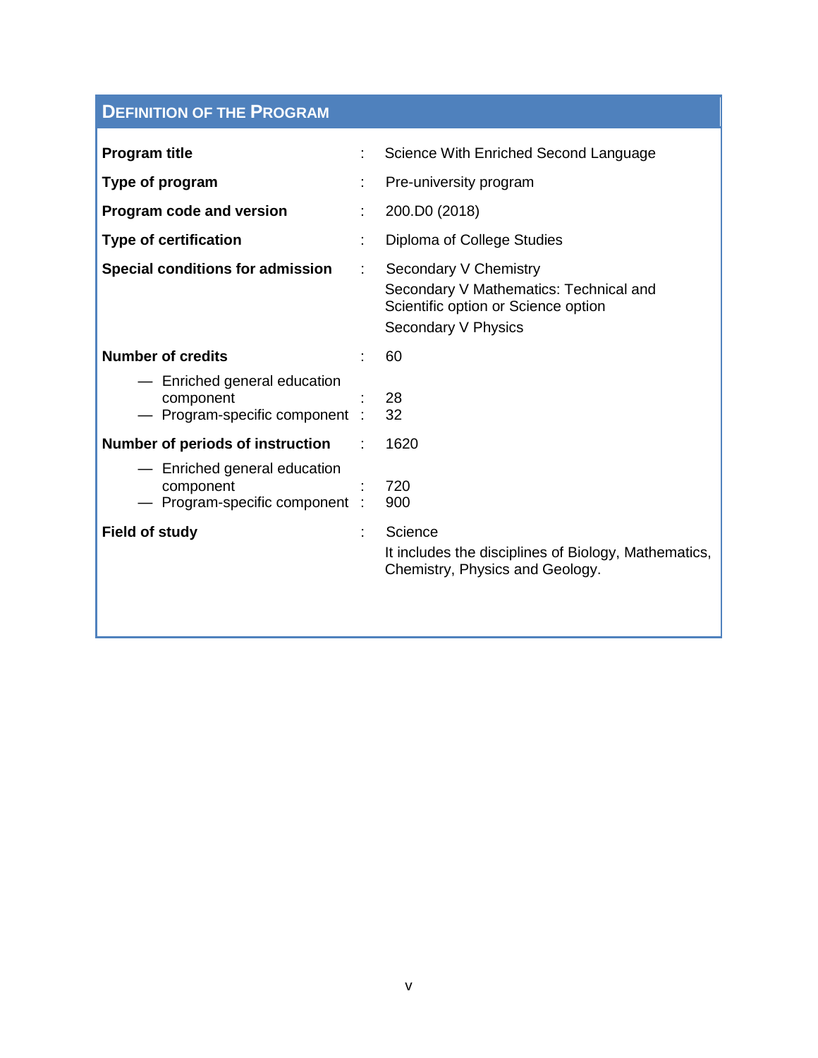## Definition of the Program

| | | |
|---|---|---|
| **Program title** | : | Science With Enriched Second Language |
| **Type of program** | : | Pre-university program |
| **Program code and version** | : | 200.D0 (2018) |
| **Type of certification** | : | Diploma of College Studies |
| **Special conditions for admission** | : | Secondary V Chemistry<br>Secondary V Mathematics: Technical and Scientific option or Science option<br>Secondary V Physics |
| **Number of credits** | : | 60 |
| — Enriched general education component | : | 28 |
| — Program-specific component | : | 32 |
| **Number of periods of instruction** | : | 1620 |
| — Enriched general education component | : | 720 |
| — Program-specific component | : | 900 |
| **Field of study** | : | Science<br>It includes the disciplines of Biology, Mathematics, Chemistry, Physics and Geology. |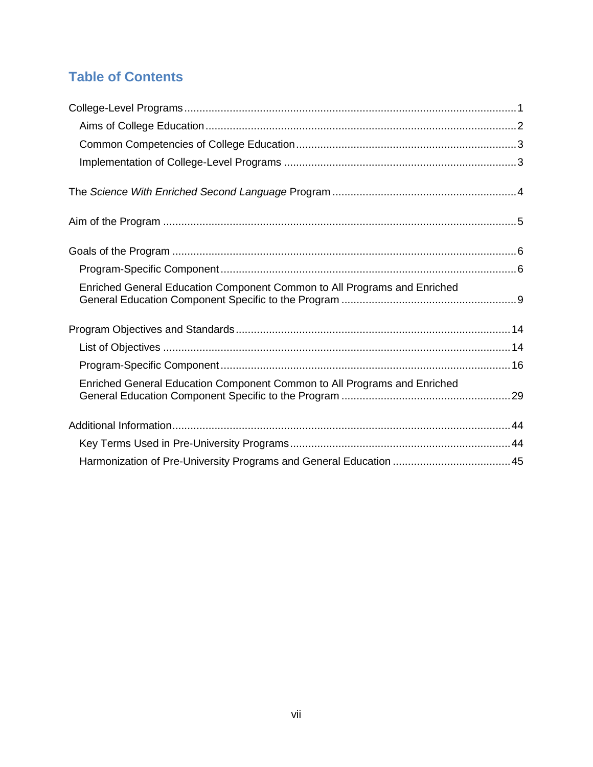# Table of Contents

College-Level Programs ..... 1
- Aims of College Education ..... 2
- Common Competencies of College Education ..... 3
- Implementation of College-Level Programs ..... 3

The *Science With Enriched Second Language* Program ..... 4

Aim of the Program ..... 5

Goals of the Program ..... 6
- Program-Specific Component ..... 6
- Enriched General Education Component Common to All Programs and Enriched General Education Component Specific to the Program ..... 9

Program Objectives and Standards ..... 14
- List of Objectives ..... 14
- Program-Specific Component ..... 16
- Enriched General Education Component Common to All Programs and Enriched General Education Component Specific to the Program ..... 29

Additional Information ..... 44
- Key Terms Used in Pre-University Programs ..... 44
- Harmonization of Pre-University Programs and General Education ..... 45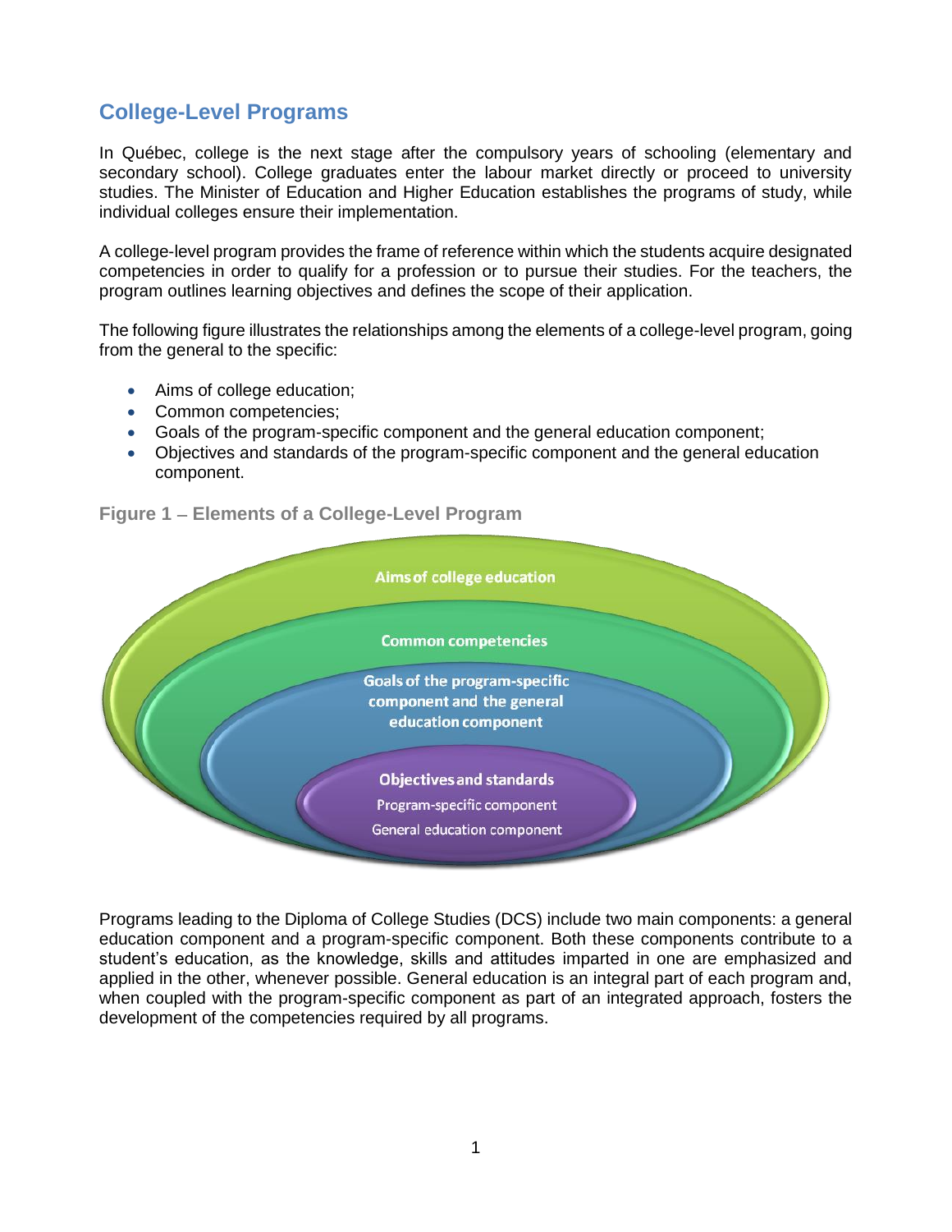## College-Level Programs

In Québec, college is the next stage after the compulsory years of schooling (elementary and secondary school). College graduates enter the labour market directly or proceed to university studies. The Minister of Education and Higher Education establishes the programs of study, while individual colleges ensure their implementation.

A college-level program provides the frame of reference within which the students acquire designated competencies in order to qualify for a profession or to pursue their studies. For the teachers, the program outlines learning objectives and defines the scope of their application.

The following figure illustrates the relationships among the elements of a college-level program, going from the general to the specific:

- Aims of college education;
- Common competencies;
- Goals of the program-specific component and the general education component;
- Objectives and standards of the program-specific component and the general education component.

**Figure 1 – Elements of a College-Level Program**

Aims of college education

Common competencies

Goals of the program-specific component and the general education component

Objectives and standards
Program-specific component
General education component

Programs leading to the Diploma of College Studies (DCS) include two main components: a general education component and a program-specific component. Both these components contribute to a student's education, as the knowledge, skills and attitudes imparted in one are emphasized and applied in the other, whenever possible. General education is an integral part of each program and, when coupled with the program-specific component as part of an integrated approach, fosters the development of the competencies required by all programs.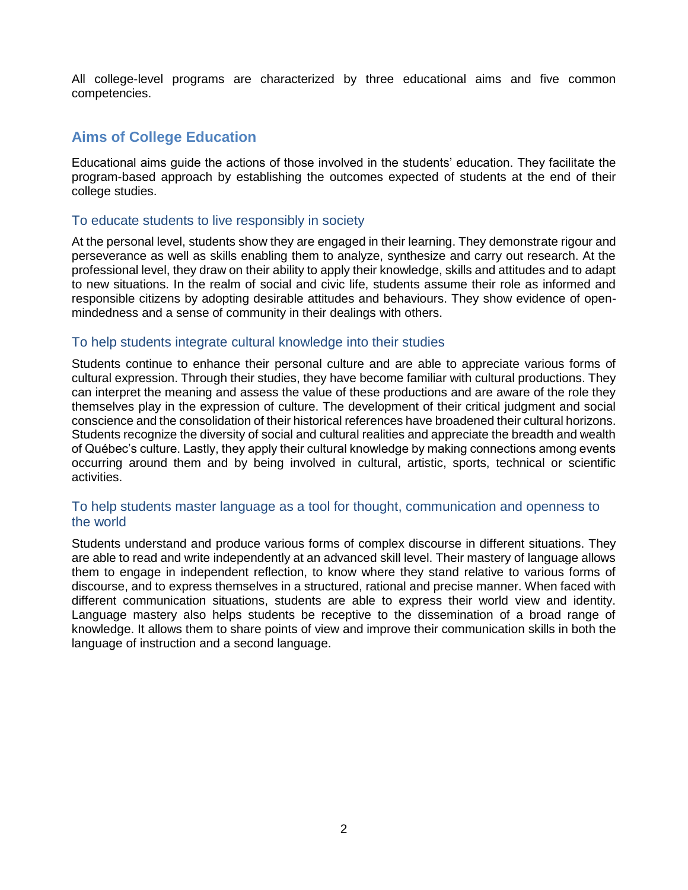All college-level programs are characterized by three educational aims and five common competencies.

## Aims of College Education

Educational aims guide the actions of those involved in the students' education. They facilitate the program-based approach by establishing the outcomes expected of students at the end of their college studies.

### To educate students to live responsibly in society

At the personal level, students show they are engaged in their learning. They demonstrate rigour and perseverance as well as skills enabling them to analyze, synthesize and carry out research. At the professional level, they draw on their ability to apply their knowledge, skills and attitudes and to adapt to new situations. In the realm of social and civic life, students assume their role as informed and responsible citizens by adopting desirable attitudes and behaviours. They show evidence of open-mindedness and a sense of community in their dealings with others.

### To help students integrate cultural knowledge into their studies

Students continue to enhance their personal culture and are able to appreciate various forms of cultural expression. Through their studies, they have become familiar with cultural productions. They can interpret the meaning and assess the value of these productions and are aware of the role they themselves play in the expression of culture. The development of their critical judgment and social conscience and the consolidation of their historical references have broadened their cultural horizons. Students recognize the diversity of social and cultural realities and appreciate the breadth and wealth of Québec's culture. Lastly, they apply their cultural knowledge by making connections among events occurring around them and by being involved in cultural, artistic, sports, technical or scientific activities.

### To help students master language as a tool for thought, communication and openness to the world

Students understand and produce various forms of complex discourse in different situations. They are able to read and write independently at an advanced skill level. Their mastery of language allows them to engage in independent reflection, to know where they stand relative to various forms of discourse, and to express themselves in a structured, rational and precise manner. When faced with different communication situations, students are able to express their world view and identity. Language mastery also helps students be receptive to the dissemination of a broad range of knowledge. It allows them to share points of view and improve their communication skills in both the language of instruction and a second language.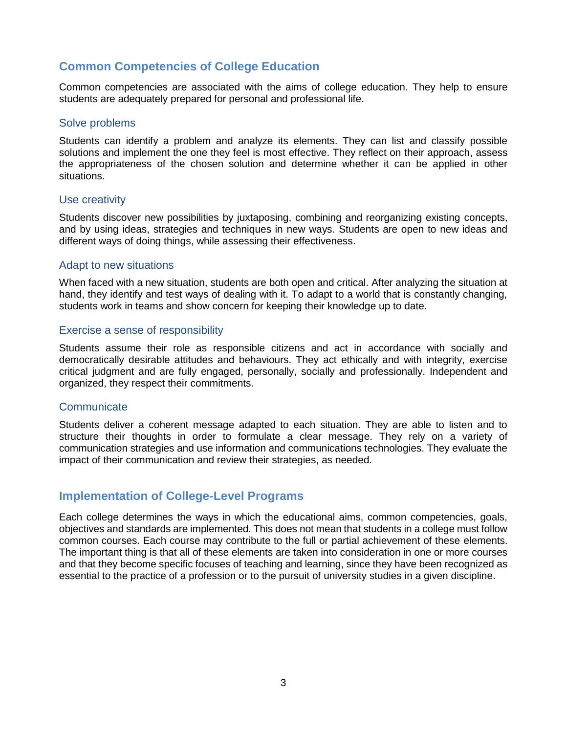## Common Competencies of College Education

Common competencies are associated with the aims of college education. They help to ensure students are adequately prepared for personal and professional life.

### Solve problems

Students can identify a problem and analyze its elements. They can list and classify possible solutions and implement the one they feel is most effective. They reflect on their approach, assess the appropriateness of the chosen solution and determine whether it can be applied in other situations.

### Use creativity

Students discover new possibilities by juxtaposing, combining and reorganizing existing concepts, and by using ideas, strategies and techniques in new ways. Students are open to new ideas and different ways of doing things, while assessing their effectiveness.

### Adapt to new situations

When faced with a new situation, students are both open and critical. After analyzing the situation at hand, they identify and test ways of dealing with it. To adapt to a world that is constantly changing, students work in teams and show concern for keeping their knowledge up to date.

### Exercise a sense of responsibility

Students assume their role as responsible citizens and act in accordance with socially and democratically desirable attitudes and behaviours. They act ethically and with integrity, exercise critical judgment and are fully engaged, personally, socially and professionally. Independent and organized, they respect their commitments.

### Communicate

Students deliver a coherent message adapted to each situation. They are able to listen and to structure their thoughts in order to formulate a clear message. They rely on a variety of communication strategies and use information and communications technologies. They evaluate the impact of their communication and review their strategies, as needed.

## Implementation of College-Level Programs

Each college determines the ways in which the educational aims, common competencies, goals, objectives and standards are implemented. This does not mean that students in a college must follow common courses. Each course may contribute to the full or partial achievement of these elements. The important thing is that all of these elements are taken into consideration in one or more courses and that they become specific focuses of teaching and learning, since they have been recognized as essential to the practice of a profession or to the pursuit of university studies in a given discipline.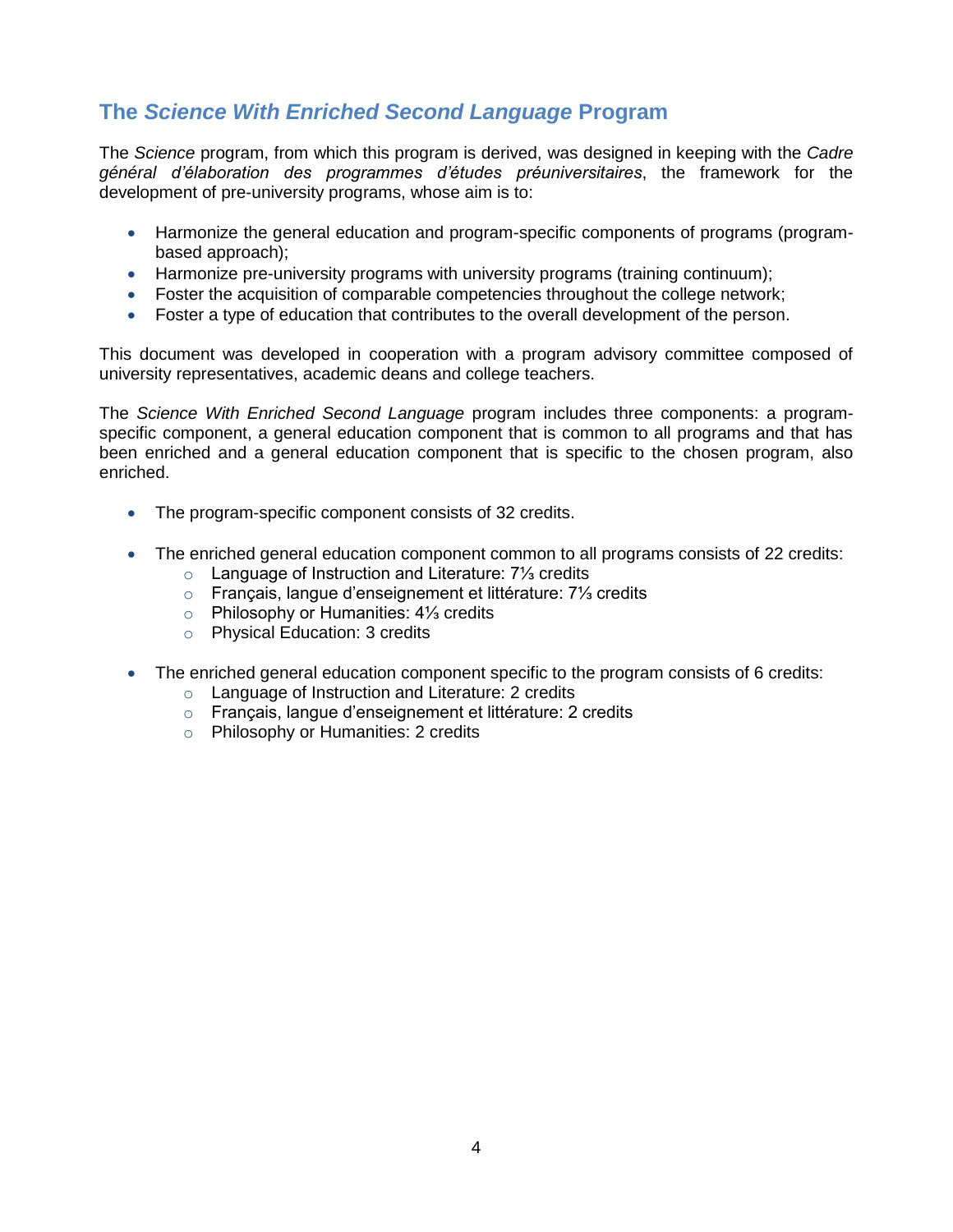## The *Science With Enriched Second Language* Program

The *Science* program, from which this program is derived, was designed in keeping with the *Cadre général d'élaboration des programmes d'études préuniversitaires*, the framework for the development of pre-university programs, whose aim is to:

- Harmonize the general education and program-specific components of programs (program-based approach);
- Harmonize pre-university programs with university programs (training continuum);
- Foster the acquisition of comparable competencies throughout the college network;
- Foster a type of education that contributes to the overall development of the person.

This document was developed in cooperation with a program advisory committee composed of university representatives, academic deans and college teachers.

The *Science With Enriched Second Language* program includes three components: a program-specific component, a general education component that is common to all programs and that has been enriched and a general education component that is specific to the chosen program, also enriched.

- The program-specific component consists of 32 credits.

- The enriched general education component common to all programs consists of 22 credits:
  - Language of Instruction and Literature: 7⅓ credits
  - Français, langue d'enseignement et littérature: 7⅓ credits
  - Philosophy or Humanities: 4⅓ credits
  - Physical Education: 3 credits

- The enriched general education component specific to the program consists of 6 credits:
  - Language of Instruction and Literature: 2 credits
  - Français, langue d'enseignement et littérature: 2 credits
  - Philosophy or Humanities: 2 credits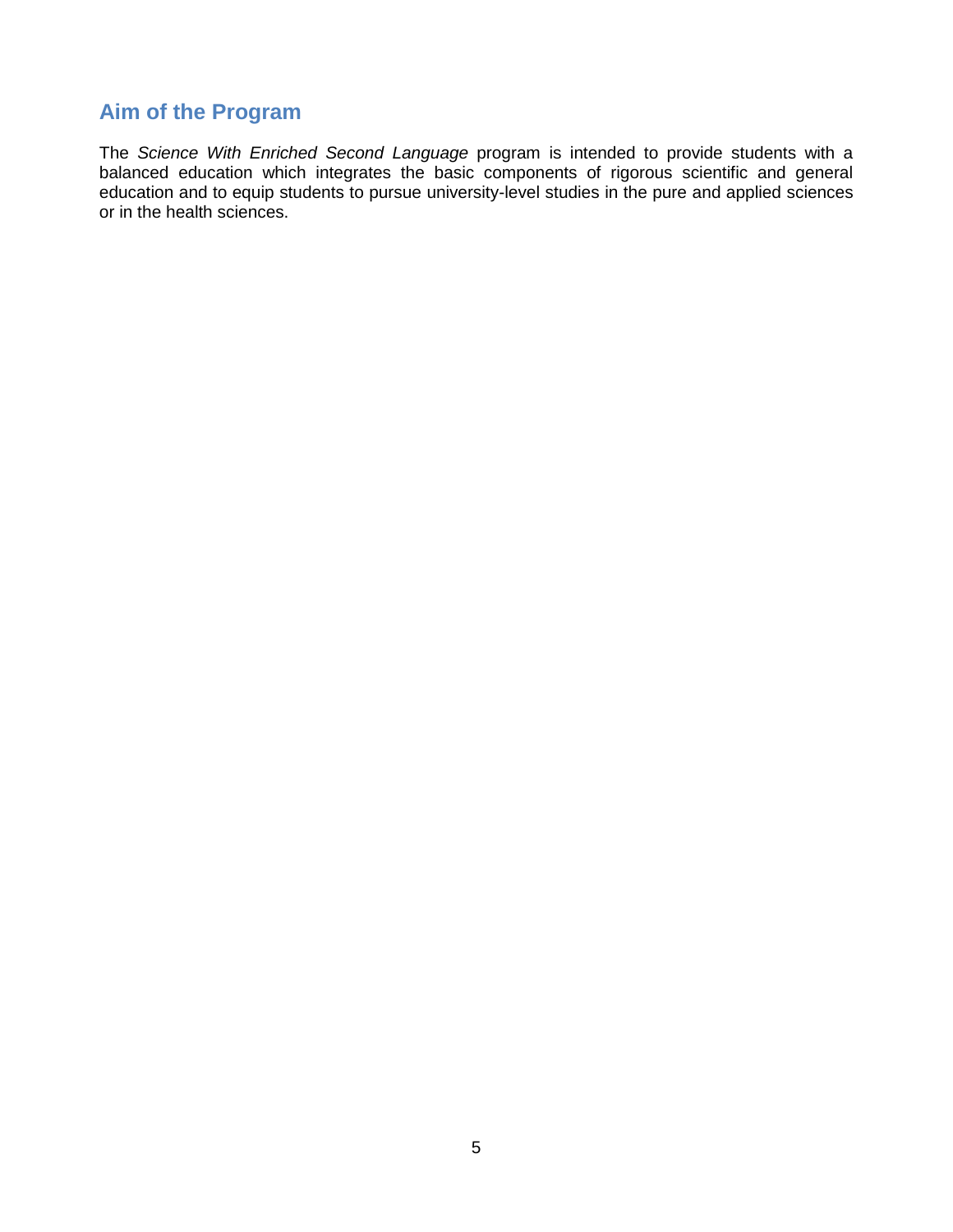## Aim of the Program

The *Science With Enriched Second Language* program is intended to provide students with a balanced education which integrates the basic components of rigorous scientific and general education and to equip students to pursue university-level studies in the pure and applied sciences or in the health sciences.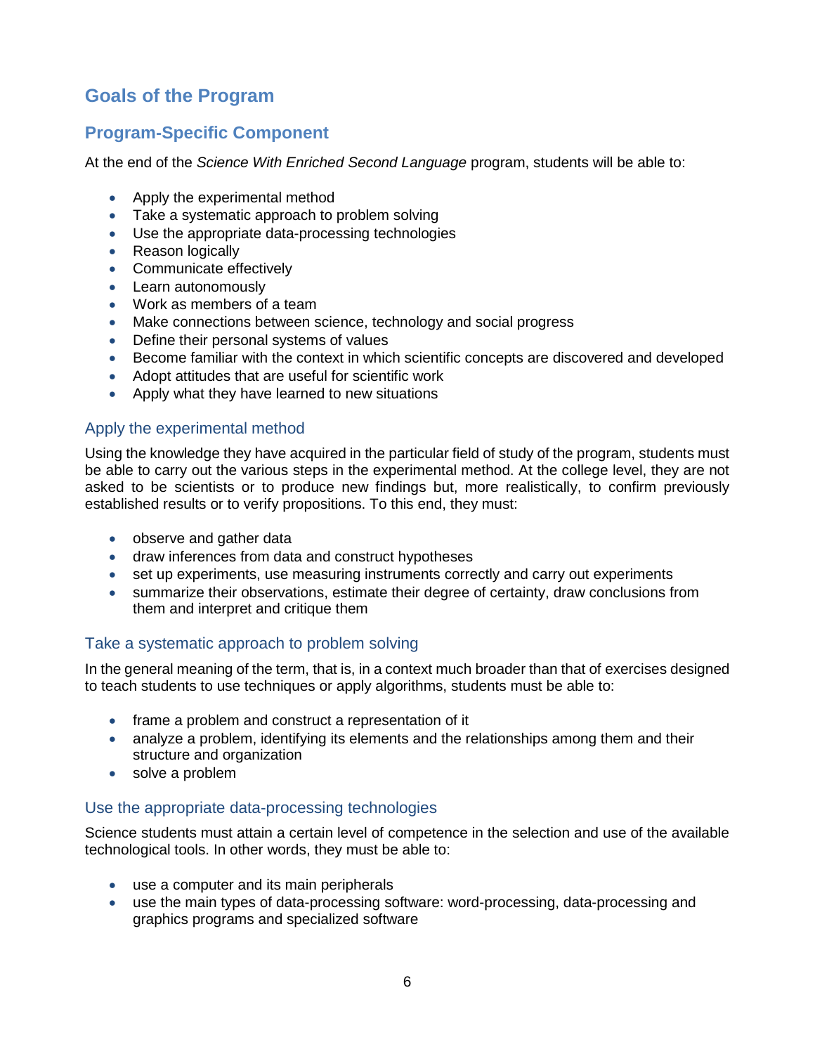## Goals of the Program

### Program-Specific Component

At the end of the *Science With Enriched Second Language* program, students will be able to:

- Apply the experimental method
- Take a systematic approach to problem solving
- Use the appropriate data-processing technologies
- Reason logically
- Communicate effectively
- Learn autonomously
- Work as members of a team
- Make connections between science, technology and social progress
- Define their personal systems of values
- Become familiar with the context in which scientific concepts are discovered and developed
- Adopt attitudes that are useful for scientific work
- Apply what they have learned to new situations

#### Apply the experimental method

Using the knowledge they have acquired in the particular field of study of the program, students must be able to carry out the various steps in the experimental method. At the college level, they are not asked to be scientists or to produce new findings but, more realistically, to confirm previously established results or to verify propositions. To this end, they must:

- observe and gather data
- draw inferences from data and construct hypotheses
- set up experiments, use measuring instruments correctly and carry out experiments
- summarize their observations, estimate their degree of certainty, draw conclusions from them and interpret and critique them

#### Take a systematic approach to problem solving

In the general meaning of the term, that is, in a context much broader than that of exercises designed to teach students to use techniques or apply algorithms, students must be able to:

- frame a problem and construct a representation of it
- analyze a problem, identifying its elements and the relationships among them and their structure and organization
- solve a problem

#### Use the appropriate data-processing technologies

Science students must attain a certain level of competence in the selection and use of the available technological tools. In other words, they must be able to:

- use a computer and its main peripherals
- use the main types of data-processing software: word-processing, data-processing and graphics programs and specialized software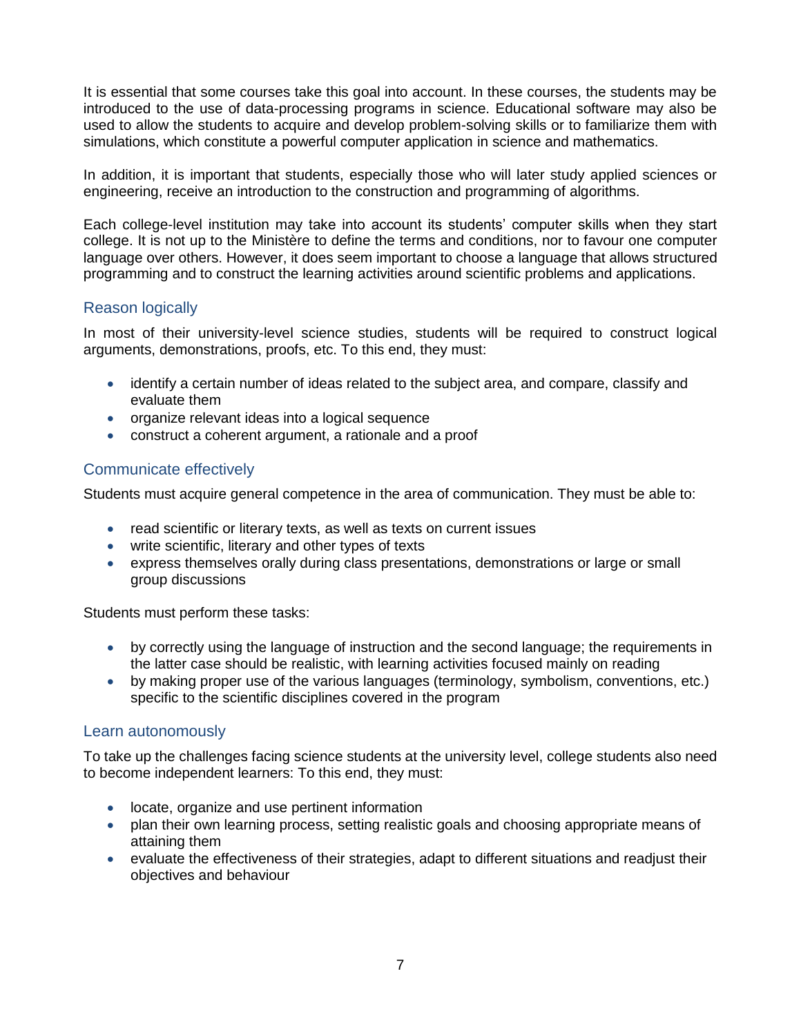It is essential that some courses take this goal into account. In these courses, the students may be introduced to the use of data-processing programs in science. Educational software may also be used to allow the students to acquire and develop problem-solving skills or to familiarize them with simulations, which constitute a powerful computer application in science and mathematics.

In addition, it is important that students, especially those who will later study applied sciences or engineering, receive an introduction to the construction and programming of algorithms.

Each college-level institution may take into account its students' computer skills when they start college. It is not up to the Ministère to define the terms and conditions, nor to favour one computer language over others. However, it does seem important to choose a language that allows structured programming and to construct the learning activities around scientific problems and applications.

### Reason logically

In most of their university-level science studies, students will be required to construct logical arguments, demonstrations, proofs, etc. To this end, they must:

- identify a certain number of ideas related to the subject area, and compare, classify and evaluate them
- organize relevant ideas into a logical sequence
- construct a coherent argument, a rationale and a proof

### Communicate effectively

Students must acquire general competence in the area of communication. They must be able to:

- read scientific or literary texts, as well as texts on current issues
- write scientific, literary and other types of texts
- express themselves orally during class presentations, demonstrations or large or small group discussions

Students must perform these tasks:

- by correctly using the language of instruction and the second language; the requirements in the latter case should be realistic, with learning activities focused mainly on reading
- by making proper use of the various languages (terminology, symbolism, conventions, etc.) specific to the scientific disciplines covered in the program

### Learn autonomously

To take up the challenges facing science students at the university level, college students also need to become independent learners: To this end, they must:

- locate, organize and use pertinent information
- plan their own learning process, setting realistic goals and choosing appropriate means of attaining them
- evaluate the effectiveness of their strategies, adapt to different situations and readjust their objectives and behaviour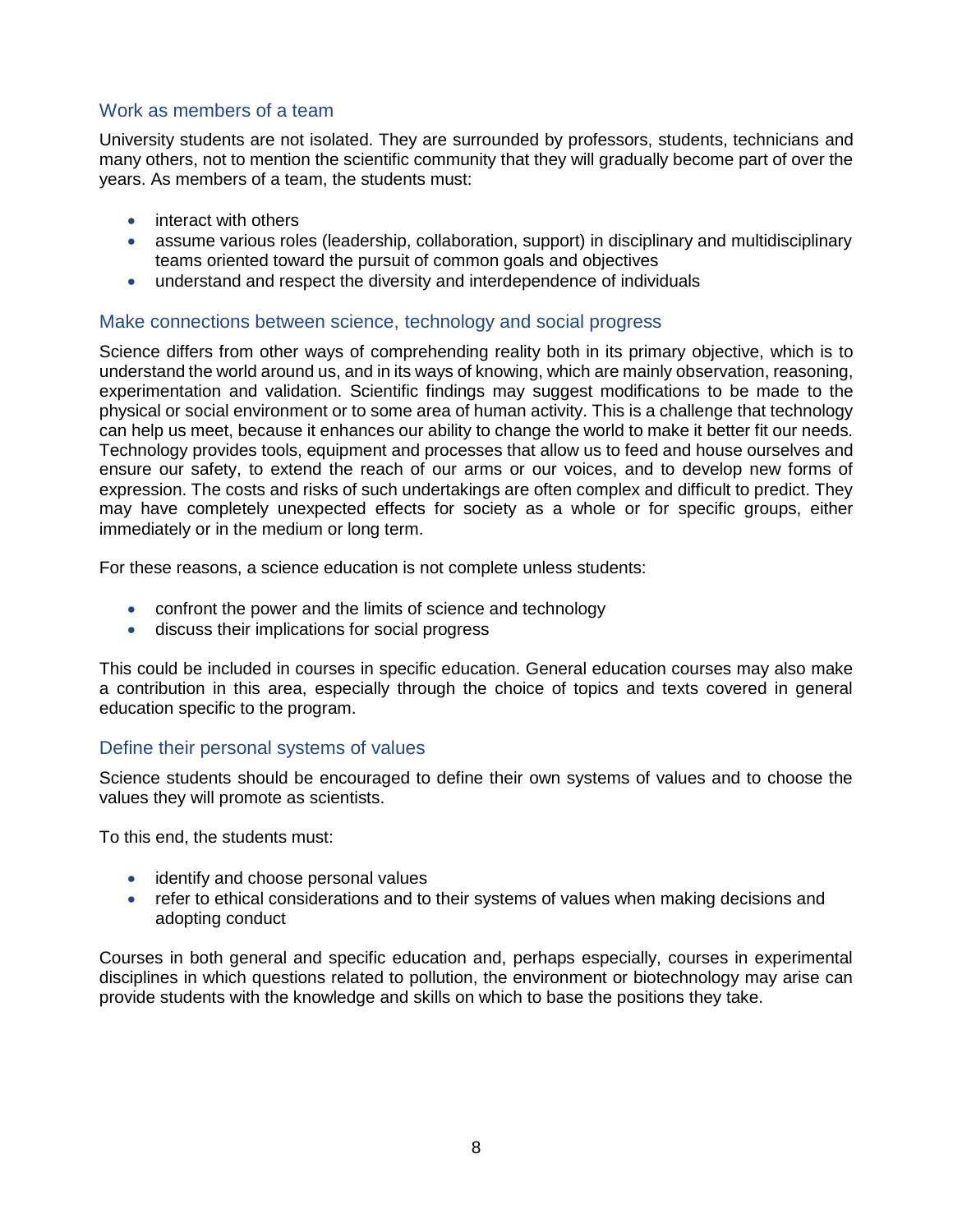### Work as members of a team

University students are not isolated. They are surrounded by professors, students, technicians and many others, not to mention the scientific community that they will gradually become part of over the years. As members of a team, the students must:

- interact with others
- assume various roles (leadership, collaboration, support) in disciplinary and multidisciplinary teams oriented toward the pursuit of common goals and objectives
- understand and respect the diversity and interdependence of individuals

### Make connections between science, technology and social progress

Science differs from other ways of comprehending reality both in its primary objective, which is to understand the world around us, and in its ways of knowing, which are mainly observation, reasoning, experimentation and validation. Scientific findings may suggest modifications to be made to the physical or social environment or to some area of human activity. This is a challenge that technology can help us meet, because it enhances our ability to change the world to make it better fit our needs. Technology provides tools, equipment and processes that allow us to feed and house ourselves and ensure our safety, to extend the reach of our arms or our voices, and to develop new forms of expression. The costs and risks of such undertakings are often complex and difficult to predict. They may have completely unexpected effects for society as a whole or for specific groups, either immediately or in the medium or long term.

For these reasons, a science education is not complete unless students:

- confront the power and the limits of science and technology
- discuss their implications for social progress

This could be included in courses in specific education. General education courses may also make a contribution in this area, especially through the choice of topics and texts covered in general education specific to the program.

### Define their personal systems of values

Science students should be encouraged to define their own systems of values and to choose the values they will promote as scientists.

To this end, the students must:

- identify and choose personal values
- refer to ethical considerations and to their systems of values when making decisions and adopting conduct

Courses in both general and specific education and, perhaps especially, courses in experimental disciplines in which questions related to pollution, the environment or biotechnology may arise can provide students with the knowledge and skills on which to base the positions they take.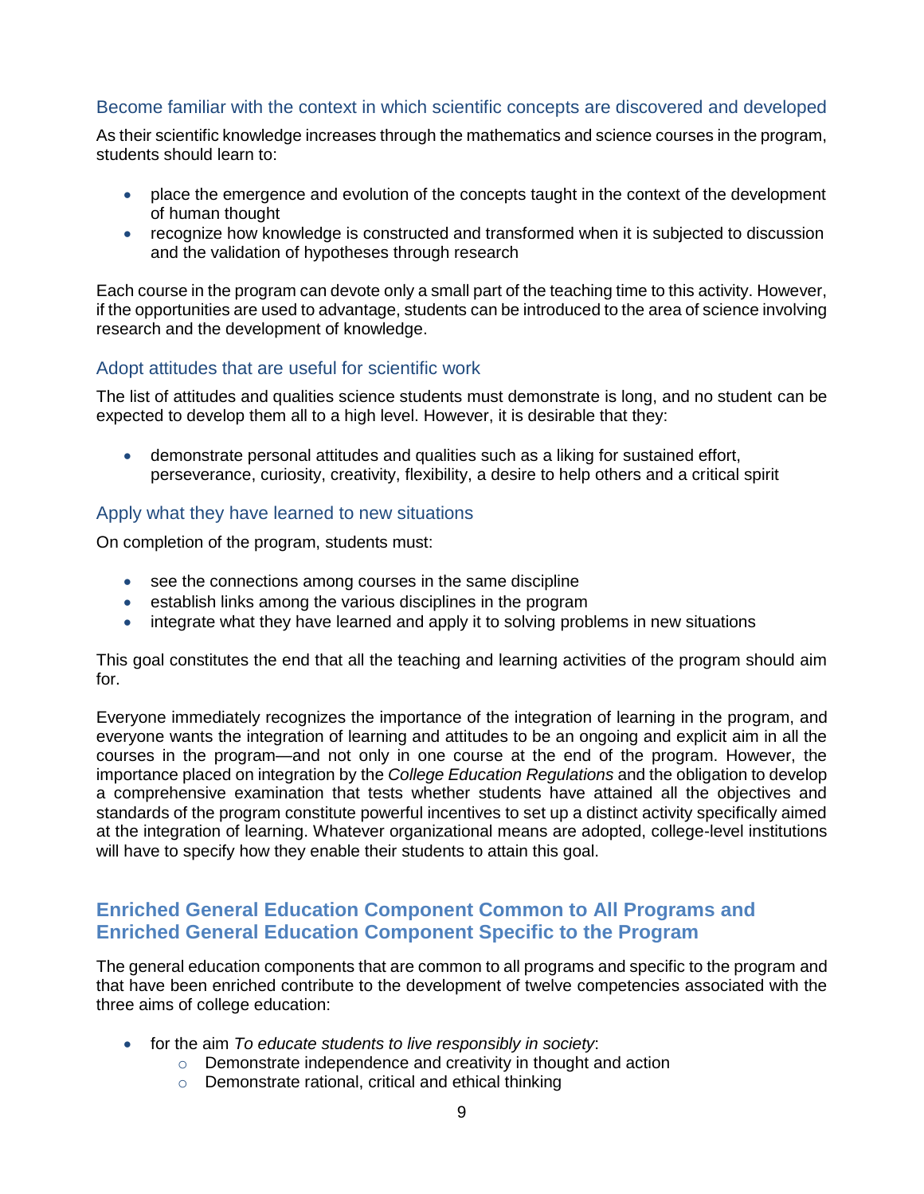### Become familiar with the context in which scientific concepts are discovered and developed

As their scientific knowledge increases through the mathematics and science courses in the program, students should learn to:

- place the emergence and evolution of the concepts taught in the context of the development of human thought
- recognize how knowledge is constructed and transformed when it is subjected to discussion and the validation of hypotheses through research

Each course in the program can devote only a small part of the teaching time to this activity. However, if the opportunities are used to advantage, students can be introduced to the area of science involving research and the development of knowledge.

### Adopt attitudes that are useful for scientific work

The list of attitudes and qualities science students must demonstrate is long, and no student can be expected to develop them all to a high level. However, it is desirable that they:

- demonstrate personal attitudes and qualities such as a liking for sustained effort, perseverance, curiosity, creativity, flexibility, a desire to help others and a critical spirit

### Apply what they have learned to new situations

On completion of the program, students must:

- see the connections among courses in the same discipline
- establish links among the various disciplines in the program
- integrate what they have learned and apply it to solving problems in new situations

This goal constitutes the end that all the teaching and learning activities of the program should aim for.

Everyone immediately recognizes the importance of the integration of learning in the program, and everyone wants the integration of learning and attitudes to be an ongoing and explicit aim in all the courses in the program—and not only in one course at the end of the program. However, the importance placed on integration by the *College Education Regulations* and the obligation to develop a comprehensive examination that tests whether students have attained all the objectives and standards of the program constitute powerful incentives to set up a distinct activity specifically aimed at the integration of learning. Whatever organizational means are adopted, college-level institutions will have to specify how they enable their students to attain this goal.

## Enriched General Education Component Common to All Programs and Enriched General Education Component Specific to the Program

The general education components that are common to all programs and specific to the program and that have been enriched contribute to the development of twelve competencies associated with the three aims of college education:

- for the aim *To educate students to live responsibly in society*:
  - Demonstrate independence and creativity in thought and action
  - Demonstrate rational, critical and ethical thinking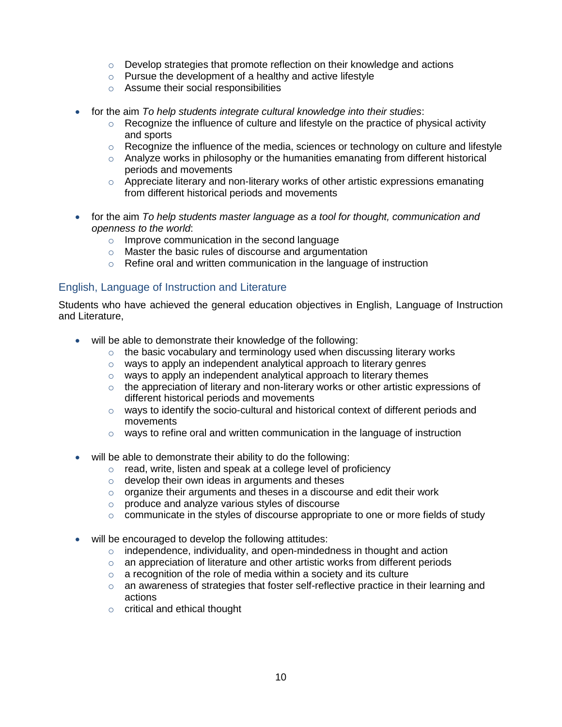- Develop strategies that promote reflection on their knowledge and actions
  - Pursue the development of a healthy and active lifestyle
  - Assume their social responsibilities

- for the aim *To help students integrate cultural knowledge into their studies*:
  - Recognize the influence of culture and lifestyle on the practice of physical activity and sports
  - Recognize the influence of the media, sciences or technology on culture and lifestyle
  - Analyze works in philosophy or the humanities emanating from different historical periods and movements
  - Appreciate literary and non-literary works of other artistic expressions emanating from different historical periods and movements

- for the aim *To help students master language as a tool for thought, communication and openness to the world*:
  - Improve communication in the second language
  - Master the basic rules of discourse and argumentation
  - Refine oral and written communication in the language of instruction

## English, Language of Instruction and Literature

Students who have achieved the general education objectives in English, Language of Instruction and Literature,

- will be able to demonstrate their knowledge of the following:
  - the basic vocabulary and terminology used when discussing literary works
  - ways to apply an independent analytical approach to literary genres
  - ways to apply an independent analytical approach to literary themes
  - the appreciation of literary and non-literary works or other artistic expressions of different historical periods and movements
  - ways to identify the socio-cultural and historical context of different periods and movements
  - ways to refine oral and written communication in the language of instruction

- will be able to demonstrate their ability to do the following:
  - read, write, listen and speak at a college level of proficiency
  - develop their own ideas in arguments and theses
  - organize their arguments and theses in a discourse and edit their work
  - produce and analyze various styles of discourse
  - communicate in the styles of discourse appropriate to one or more fields of study

- will be encouraged to develop the following attitudes:
  - independence, individuality, and open-mindedness in thought and action
  - an appreciation of literature and other artistic works from different periods
  - a recognition of the role of media within a society and its culture
  - an awareness of strategies that foster self-reflective practice in their learning and actions
  - critical and ethical thought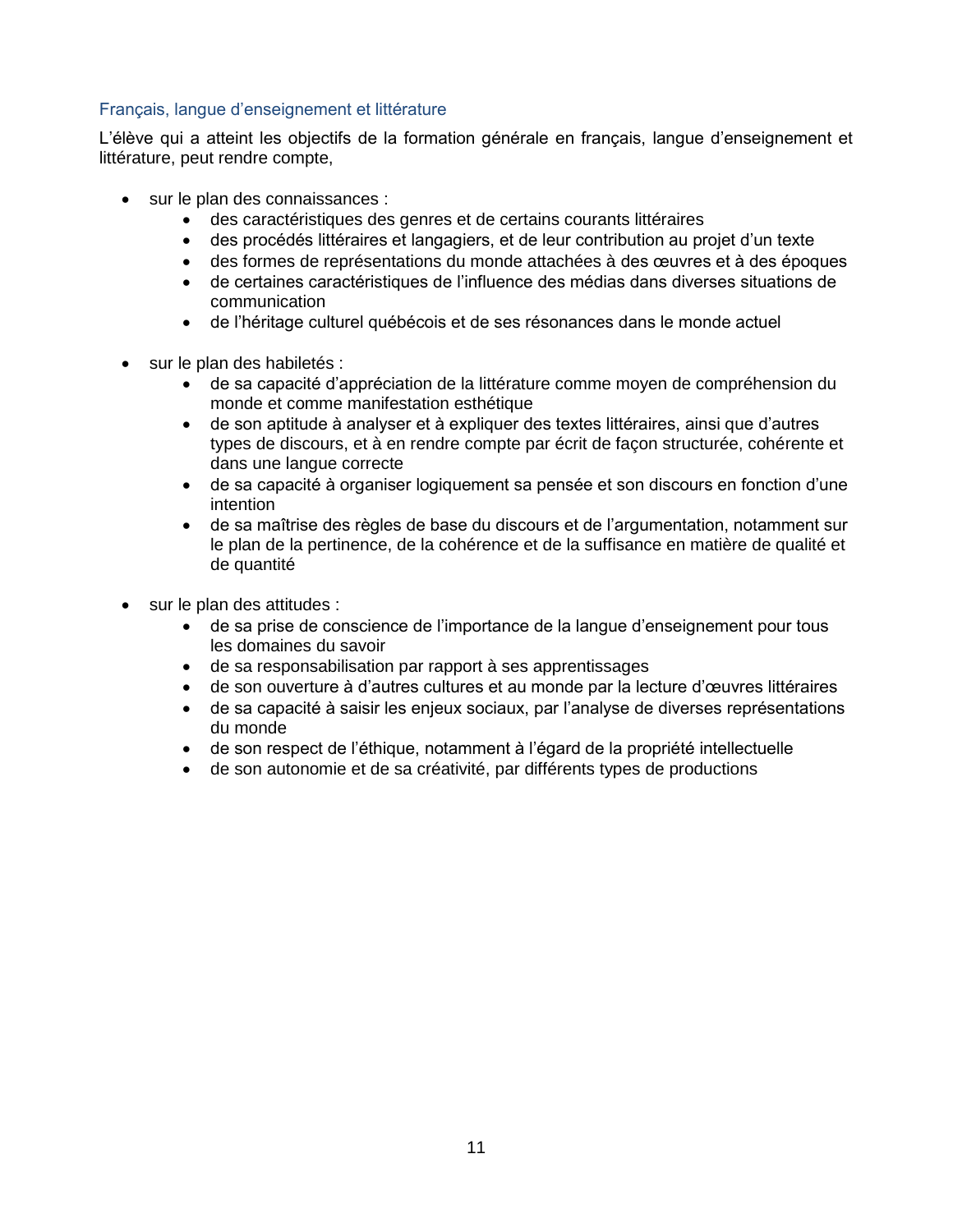### Français, langue d'enseignement et littérature

L'élève qui a atteint les objectifs de la formation générale en français, langue d'enseignement et littérature, peut rendre compte,

- sur le plan des connaissances :
  - des caractéristiques des genres et de certains courants littéraires
  - des procédés littéraires et langagiers, et de leur contribution au projet d'un texte
  - des formes de représentations du monde attachées à des œuvres et à des époques
  - de certaines caractéristiques de l'influence des médias dans diverses situations de communication
  - de l'héritage culturel québécois et de ses résonances dans le monde actuel

- sur le plan des habiletés :
  - de sa capacité d'appréciation de la littérature comme moyen de compréhension du monde et comme manifestation esthétique
  - de son aptitude à analyser et à expliquer des textes littéraires, ainsi que d'autres types de discours, et à en rendre compte par écrit de façon structurée, cohérente et dans une langue correcte
  - de sa capacité à organiser logiquement sa pensée et son discours en fonction d'une intention
  - de sa maîtrise des règles de base du discours et de l'argumentation, notamment sur le plan de la pertinence, de la cohérence et de la suffisance en matière de qualité et de quantité

- sur le plan des attitudes :
  - de sa prise de conscience de l'importance de la langue d'enseignement pour tous les domaines du savoir
  - de sa responsabilisation par rapport à ses apprentissages
  - de son ouverture à d'autres cultures et au monde par la lecture d'œuvres littéraires
  - de sa capacité à saisir les enjeux sociaux, par l'analyse de diverses représentations du monde
  - de son respect de l'éthique, notamment à l'égard de la propriété intellectuelle
  - de son autonomie et de sa créativité, par différents types de productions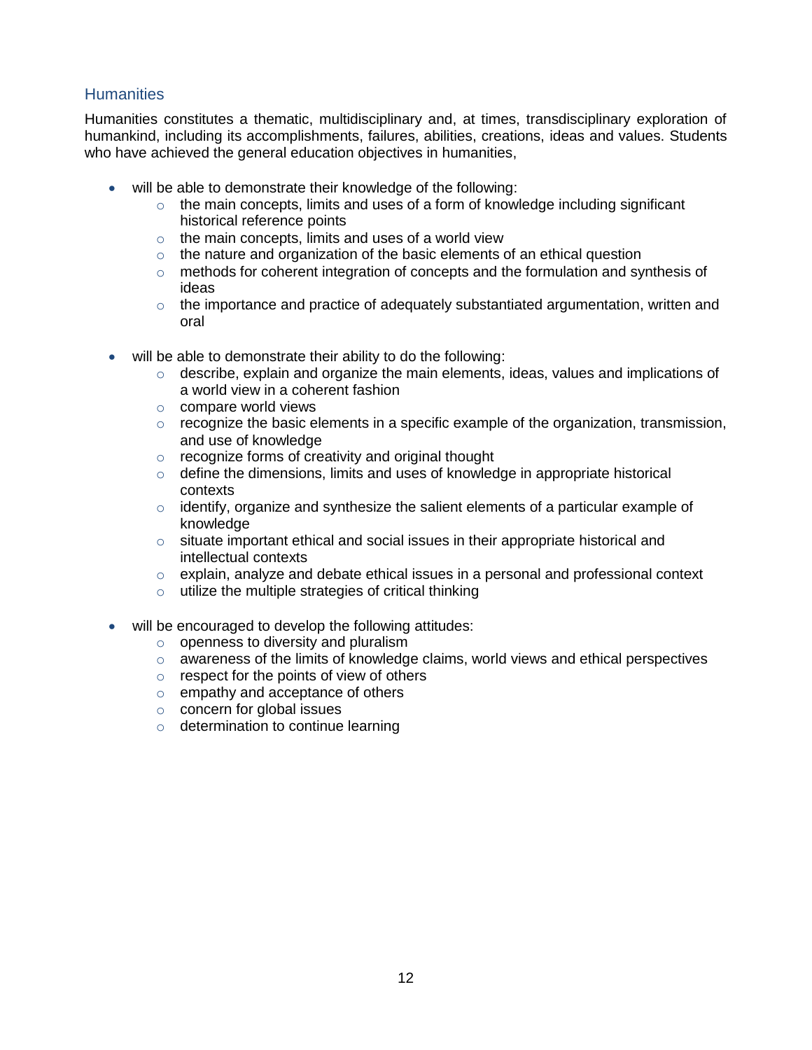## Humanities

Humanities constitutes a thematic, multidisciplinary and, at times, transdisciplinary exploration of humankind, including its accomplishments, failures, abilities, creations, ideas and values. Students who have achieved the general education objectives in humanities,

- will be able to demonstrate their knowledge of the following:
  - the main concepts, limits and uses of a form of knowledge including significant historical reference points
  - the main concepts, limits and uses of a world view
  - the nature and organization of the basic elements of an ethical question
  - methods for coherent integration of concepts and the formulation and synthesis of ideas
  - the importance and practice of adequately substantiated argumentation, written and oral

- will be able to demonstrate their ability to do the following:
  - describe, explain and organize the main elements, ideas, values and implications of a world view in a coherent fashion
  - compare world views
  - recognize the basic elements in a specific example of the organization, transmission, and use of knowledge
  - recognize forms of creativity and original thought
  - define the dimensions, limits and uses of knowledge in appropriate historical contexts
  - identify, organize and synthesize the salient elements of a particular example of knowledge
  - situate important ethical and social issues in their appropriate historical and intellectual contexts
  - explain, analyze and debate ethical issues in a personal and professional context
  - utilize the multiple strategies of critical thinking

- will be encouraged to develop the following attitudes:
  - openness to diversity and pluralism
  - awareness of the limits of knowledge claims, world views and ethical perspectives
  - respect for the points of view of others
  - empathy and acceptance of others
  - concern for global issues
  - determination to continue learning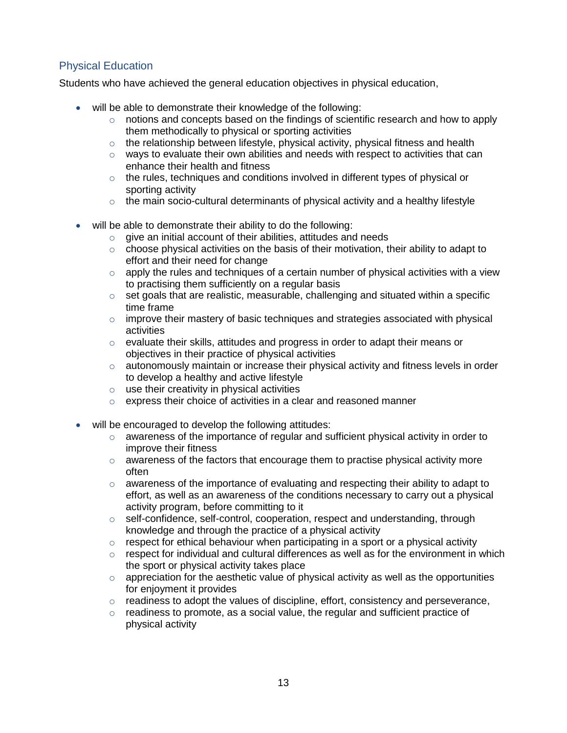## Physical Education

Students who have achieved the general education objectives in physical education,

- will be able to demonstrate their knowledge of the following:
    - notions and concepts based on the findings of scientific research and how to apply them methodically to physical or sporting activities
    - the relationship between lifestyle, physical activity, physical fitness and health
    - ways to evaluate their own abilities and needs with respect to activities that can enhance their health and fitness
    - the rules, techniques and conditions involved in different types of physical or sporting activity
    - the main socio-cultural determinants of physical activity and a healthy lifestyle

- will be able to demonstrate their ability to do the following:
    - give an initial account of their abilities, attitudes and needs
    - choose physical activities on the basis of their motivation, their ability to adapt to effort and their need for change
    - apply the rules and techniques of a certain number of physical activities with a view to practising them sufficiently on a regular basis
    - set goals that are realistic, measurable, challenging and situated within a specific time frame
    - improve their mastery of basic techniques and strategies associated with physical activities
    - evaluate their skills, attitudes and progress in order to adapt their means or objectives in their practice of physical activities
    - autonomously maintain or increase their physical activity and fitness levels in order to develop a healthy and active lifestyle
    - use their creativity in physical activities
    - express their choice of activities in a clear and reasoned manner

- will be encouraged to develop the following attitudes:
    - awareness of the importance of regular and sufficient physical activity in order to improve their fitness
    - awareness of the factors that encourage them to practise physical activity more often
    - awareness of the importance of evaluating and respecting their ability to adapt to effort, as well as an awareness of the conditions necessary to carry out a physical activity program, before committing to it
    - self-confidence, self-control, cooperation, respect and understanding, through knowledge and through the practice of a physical activity
    - respect for ethical behaviour when participating in a sport or a physical activity
    - respect for individual and cultural differences as well as for the environment in which the sport or physical activity takes place
    - appreciation for the aesthetic value of physical activity as well as the opportunities for enjoyment it provides
    - readiness to adopt the values of discipline, effort, consistency and perseverance,
    - readiness to promote, as a social value, the regular and sufficient practice of physical activity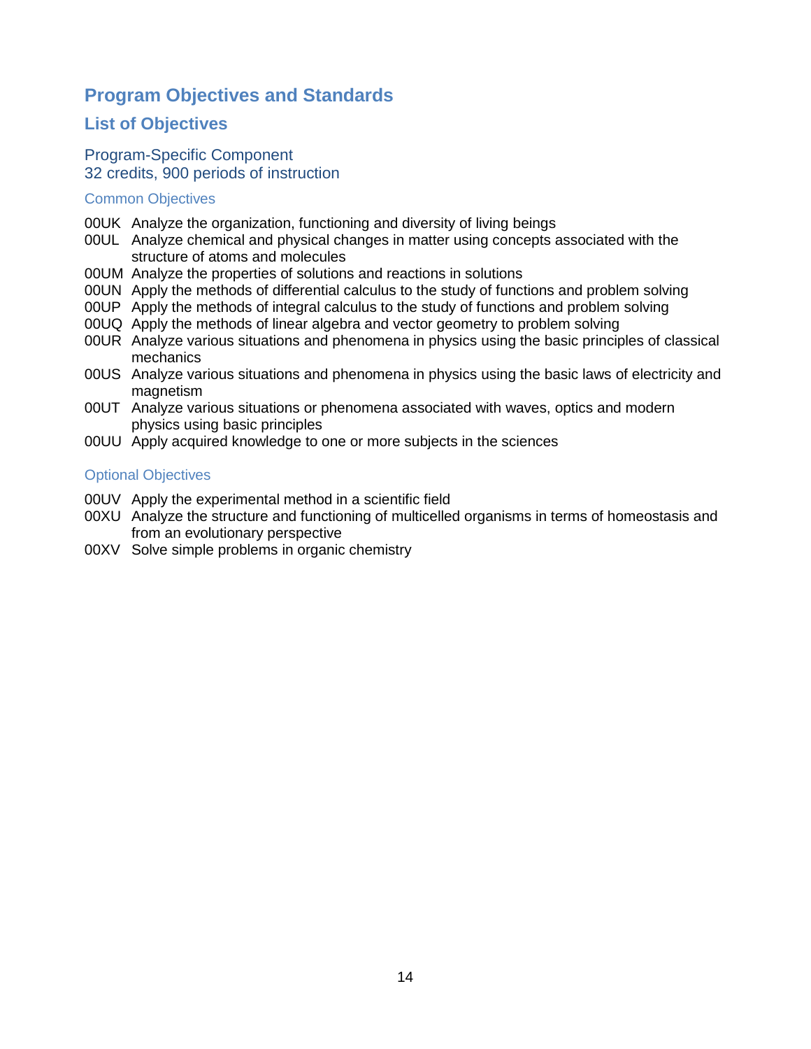# Program Objectives and Standards

## List of Objectives

### Program-Specific Component
### 32 credits, 900 periods of instruction

#### Common Objectives

- 00UK Analyze the organization, functioning and diversity of living beings
- 00UL Analyze chemical and physical changes in matter using concepts associated with the structure of atoms and molecules
- 00UM Analyze the properties of solutions and reactions in solutions
- 00UN Apply the methods of differential calculus to the study of functions and problem solving
- 00UP Apply the methods of integral calculus to the study of functions and problem solving
- 00UQ Apply the methods of linear algebra and vector geometry to problem solving
- 00UR Analyze various situations and phenomena in physics using the basic principles of classical mechanics
- 00US Analyze various situations and phenomena in physics using the basic laws of electricity and magnetism
- 00UT Analyze various situations or phenomena associated with waves, optics and modern physics using basic principles
- 00UU Apply acquired knowledge to one or more subjects in the sciences

#### Optional Objectives

- 00UV Apply the experimental method in a scientific field
- 00XU Analyze the structure and functioning of multicelled organisms in terms of homeostasis and from an evolutionary perspective
- 00XV Solve simple problems in organic chemistry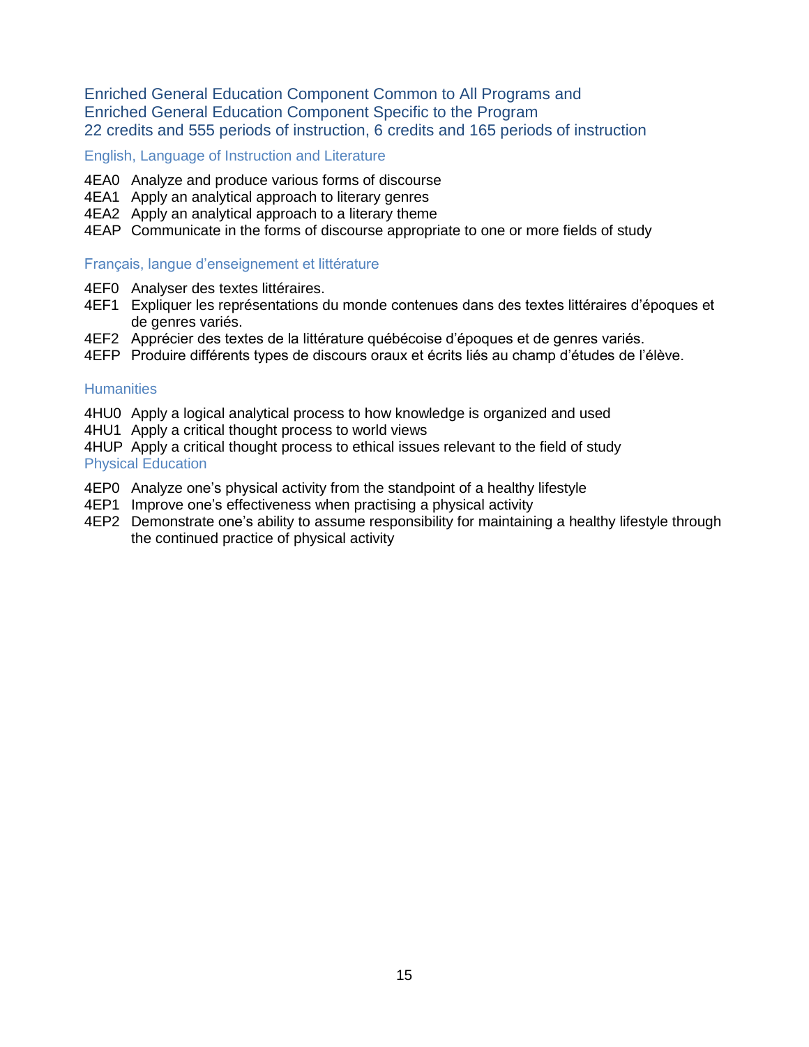## Enriched General Education Component Common to All Programs and Enriched General Education Component Specific to the Program

## 22 credits and 555 periods of instruction, 6 credits and 165 periods of instruction

### English, Language of Instruction and Literature

4EA0 Analyze and produce various forms of discourse
4EA1 Apply an analytical approach to literary genres
4EA2 Apply an analytical approach to a literary theme
4EAP Communicate in the forms of discourse appropriate to one or more fields of study

### Français, langue d'enseignement et littérature

4EF0 Analyser des textes littéraires.
4EF1 Expliquer les représentations du monde contenues dans des textes littéraires d'époques et de genres variés.
4EF2 Apprécier des textes de la littérature québécoise d'époques et de genres variés.
4EFP Produire différents types de discours oraux et écrits liés au champ d'études de l'élève.

### Humanities

4HU0 Apply a logical analytical process to how knowledge is organized and used
4HU1 Apply a critical thought process to world views
4HUP Apply a critical thought process to ethical issues relevant to the field of study

### Physical Education

4EP0 Analyze one's physical activity from the standpoint of a healthy lifestyle
4EP1 Improve one's effectiveness when practising a physical activity
4EP2 Demonstrate one's ability to assume responsibility for maintaining a healthy lifestyle through the continued practice of physical activity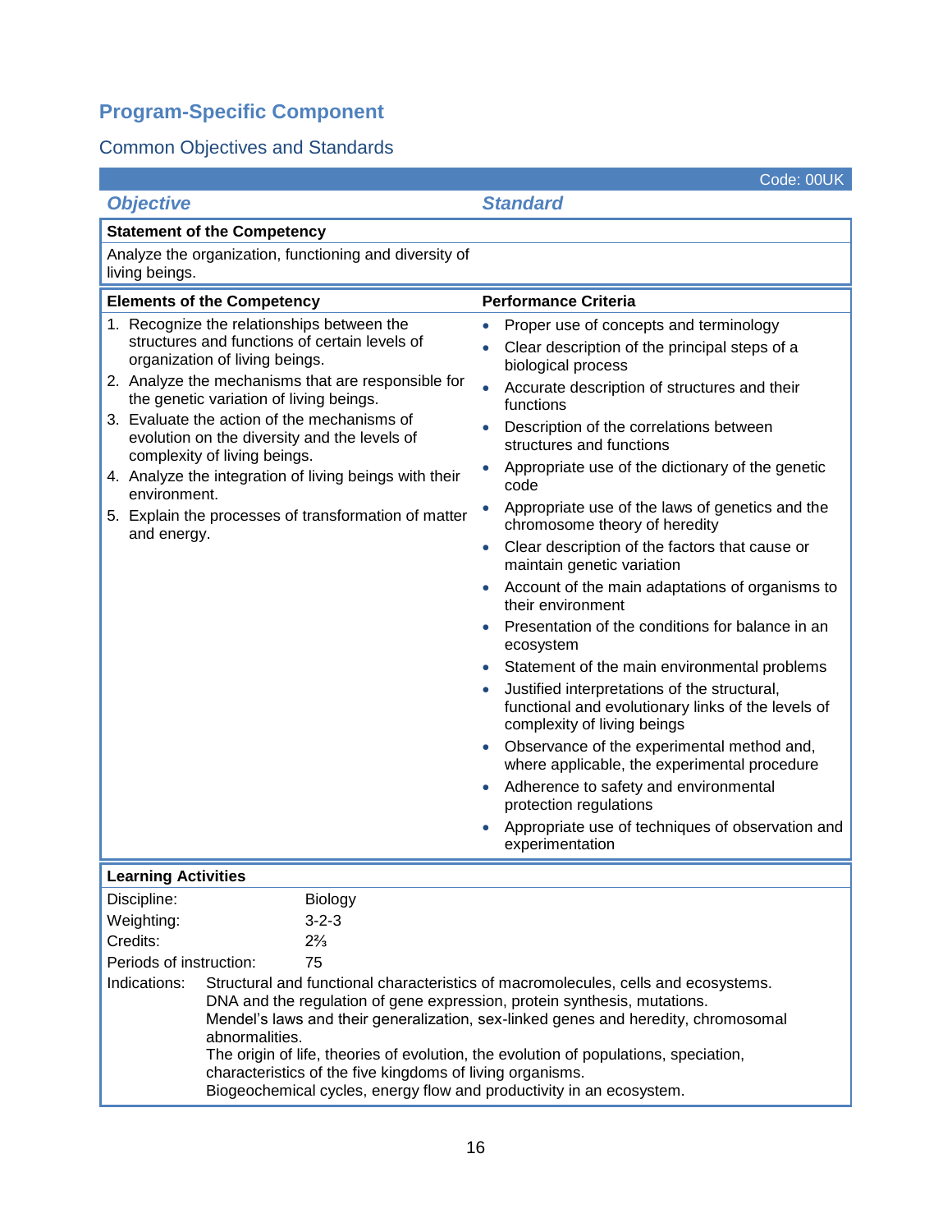## Program-Specific Component

### Common Objectives and Standards

Code: 00UK

| *Objective* | *Standard* |
|---|---|

**Statement of the Competency**

Analyze the organization, functioning and diversity of living beings.

| Elements of the Competency | Performance Criteria |
|---|---|
| 1. Recognize the relationships between the structures and functions of certain levels of organization of living beings.<br>2. Analyze the mechanisms that are responsible for the genetic variation of living beings.<br>3. Evaluate the action of the mechanisms of evolution on the diversity and the levels of complexity of living beings.<br>4. Analyze the integration of living beings with their environment.<br>5. Explain the processes of transformation of matter and energy. | • Proper use of concepts and terminology<br>• Clear description of the principal steps of a biological process<br>• Accurate description of structures and their functions<br>• Description of the correlations between structures and functions<br>• Appropriate use of the dictionary of the genetic code<br>• Appropriate use of the laws of genetics and the chromosome theory of heredity<br>• Clear description of the factors that cause or maintain genetic variation<br>• Account of the main adaptations of organisms to their environment<br>• Presentation of the conditions for balance in an ecosystem<br>• Statement of the main environmental problems<br>• Justified interpretations of the structural, functional and evolutionary links of the levels of complexity of living beings<br>• Observance of the experimental method and, where applicable, the experimental procedure<br>• Adherence to safety and environmental protection regulations<br>• Appropriate use of techniques of observation and experimentation |

**Learning Activities**

| | |
|---|---|
| Discipline: | Biology |
| Weighting: | 3-2-3 |
| Credits: | 2⅔ |
| Periods of instruction: | 75 |

Indications: Structural and functional characteristics of macromolecules, cells and ecosystems. DNA and the regulation of gene expression, protein synthesis, mutations. Mendel's laws and their generalization, sex-linked genes and heredity, chromosomal abnormalities. The origin of life, theories of evolution, the evolution of populations, speciation, characteristics of the five kingdoms of living organisms. Biogeochemical cycles, energy flow and productivity in an ecosystem.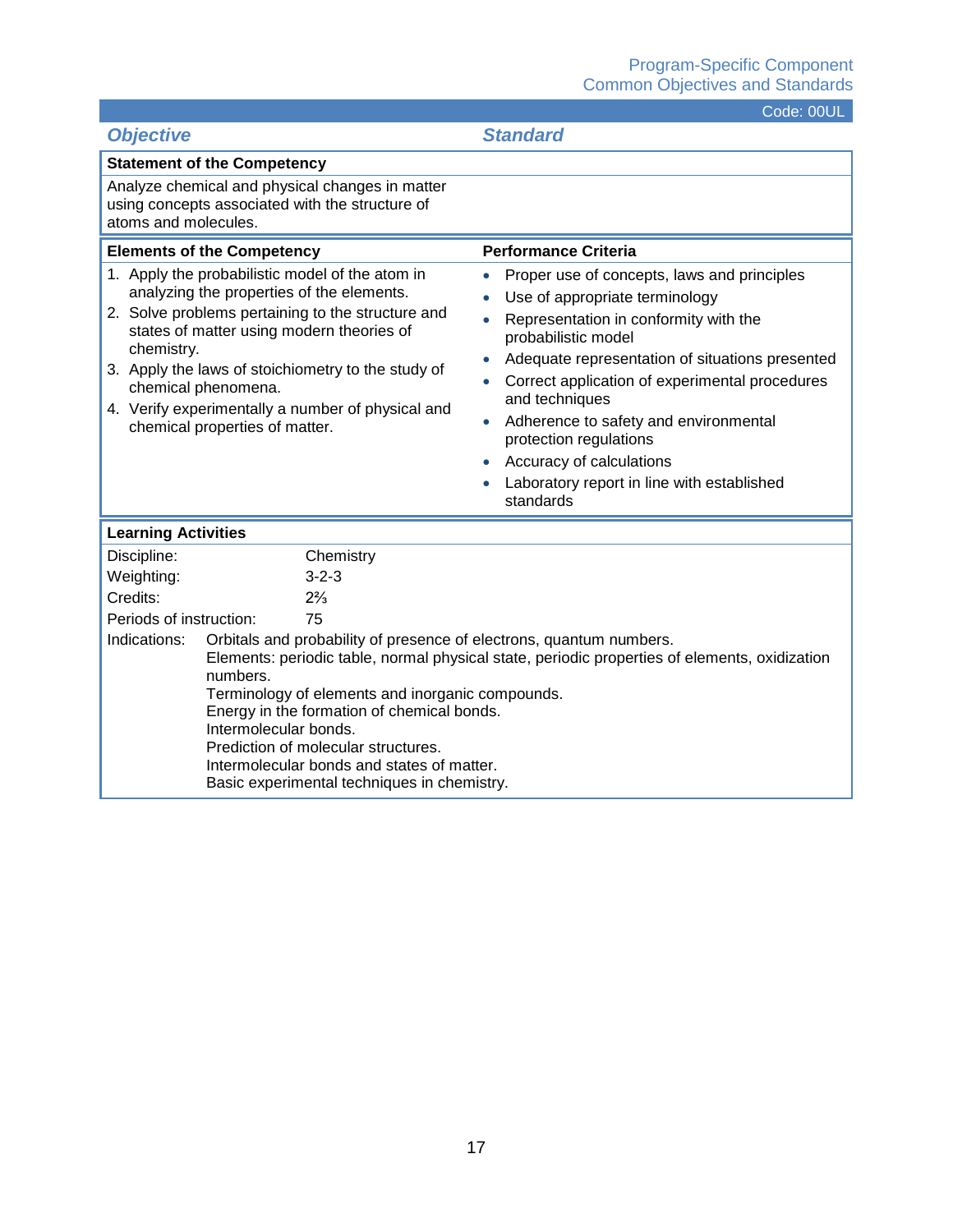Code: 00UL

| *Objective* | *Standard* |
|---|---|
| **Statement of the Competency** | |
| Analyze chemical and physical changes in matter using concepts associated with the structure of atoms and molecules. | |
| **Elements of the Competency** | **Performance Criteria** |
| 1. Apply the probabilistic model of the atom in analyzing the properties of the elements.<br>2. Solve problems pertaining to the structure and states of matter using modern theories of chemistry.<br>3. Apply the laws of stoichiometry to the study of chemical phenomena.<br>4. Verify experimentally a number of physical and chemical properties of matter. | • Proper use of concepts, laws and principles<br>• Use of appropriate terminology<br>• Representation in conformity with the probabilistic model<br>• Adequate representation of situations presented<br>• Correct application of experimental procedures and techniques<br>• Adherence to safety and environmental protection regulations<br>• Accuracy of calculations<br>• Laboratory report in line with established standards |

**Learning Activities**

| | |
|---|---|
| Discipline: | Chemistry |
| Weighting: | 3-2-3 |
| Credits: | 2⅔ |
| Periods of instruction: | 75 |

Indications:
Orbitals and probability of presence of electrons, quantum numbers.
Elements: periodic table, normal physical state, periodic properties of elements, oxidization numbers.
Terminology of elements and inorganic compounds.
Energy in the formation of chemical bonds.
Intermolecular bonds.
Prediction of molecular structures.
Intermolecular bonds and states of matter.
Basic experimental techniques in chemistry.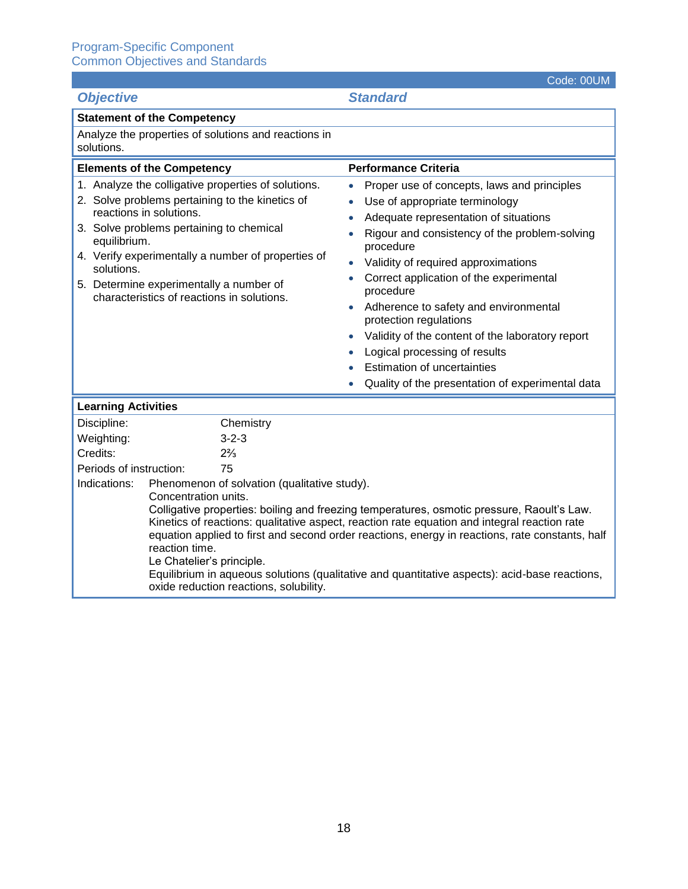Program-Specific Component
Common Objectives and Standards

Code: 00UM

| *Objective* | *Standard* |
|---|---|
| **Statement of the Competency** | |
| Analyze the properties of solutions and reactions in solutions. | |

| **Elements of the Competency** | **Performance Criteria** |
|---|---|
| 1. Analyze the colligative properties of solutions.<br>2. Solve problems pertaining to the kinetics of reactions in solutions.<br>3. Solve problems pertaining to chemical equilibrium.<br>4. Verify experimentally a number of properties of solutions.<br>5. Determine experimentally a number of characteristics of reactions in solutions. | • Proper use of concepts, laws and principles<br>• Use of appropriate terminology<br>• Adequate representation of situations<br>• Rigour and consistency of the problem-solving procedure<br>• Validity of required approximations<br>• Correct application of the experimental procedure<br>• Adherence to safety and environmental protection regulations<br>• Validity of the content of the laboratory report<br>• Logical processing of results<br>• Estimation of uncertainties<br>• Quality of the presentation of experimental data |

**Learning Activities**

| | |
|---|---|
| Discipline: | Chemistry |
| Weighting: | 3-2-3 |
| Credits: | 2⅔ |
| Periods of instruction: | 75 |

Indications:
Phenomenon of solvation (qualitative study).
Concentration units.
Colligative properties: boiling and freezing temperatures, osmotic pressure, Raoult's Law.
Kinetics of reactions: qualitative aspect, reaction rate equation and integral reaction rate equation applied to first and second order reactions, energy in reactions, rate constants, half reaction time.
Le Chatelier's principle.
Equilibrium in aqueous solutions (qualitative and quantitative aspects): acid-base reactions, oxide reduction reactions, solubility.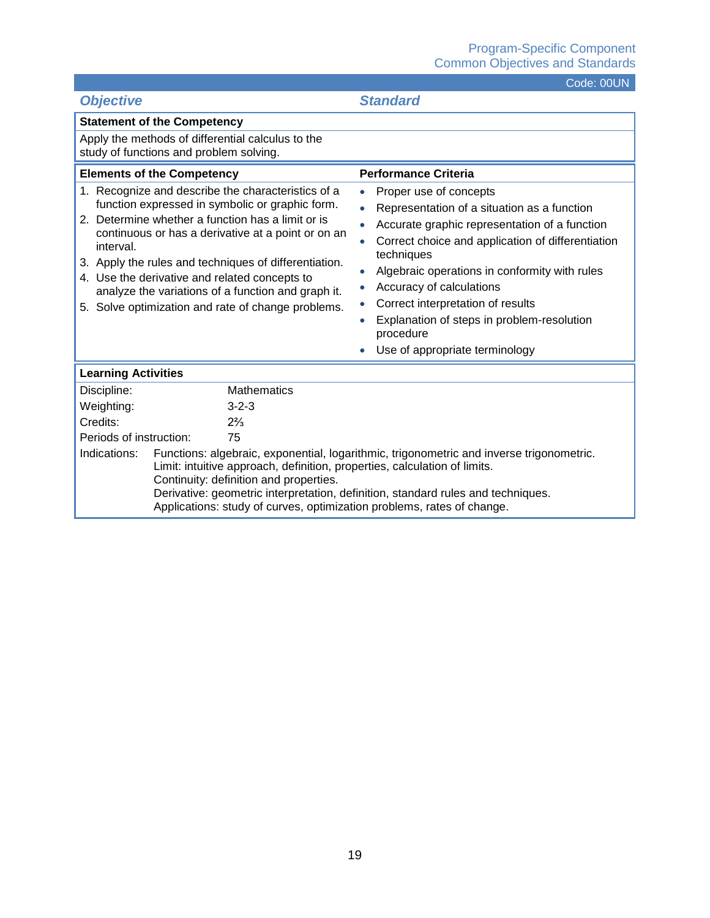Program-Specific Component
Common Objectives and Standards

Code: 00UN

| *Objective* | *Standard* |
|---|---|
| **Statement of the Competency** | |
| Apply the methods of differential calculus to the study of functions and problem solving. | |

| **Elements of the Competency** | **Performance Criteria** |
|---|---|
| 1. Recognize and describe the characteristics of a function expressed in symbolic or graphic form.<br>2. Determine whether a function has a limit or is continuous or has a derivative at a point or on an interval.<br>3. Apply the rules and techniques of differentiation.<br>4. Use the derivative and related concepts to analyze the variations of a function and graph it.<br>5. Solve optimization and rate of change problems. | • Proper use of concepts<br>• Representation of a situation as a function<br>• Accurate graphic representation of a function<br>• Correct choice and application of differentiation techniques<br>• Algebraic operations in conformity with rules<br>• Accuracy of calculations<br>• Correct interpretation of results<br>• Explanation of steps in problem-resolution procedure<br>• Use of appropriate terminology |

**Learning Activities**

| | |
|---|---|
| Discipline: | Mathematics |
| Weighting: | 3-2-3 |
| Credits: | 2⅔ |
| Periods of instruction: | 75 |

Indications: Functions: algebraic, exponential, logarithmic, trigonometric and inverse trigonometric.
Limit: intuitive approach, definition, properties, calculation of limits.
Continuity: definition and properties.
Derivative: geometric interpretation, definition, standard rules and techniques.
Applications: study of curves, optimization problems, rates of change.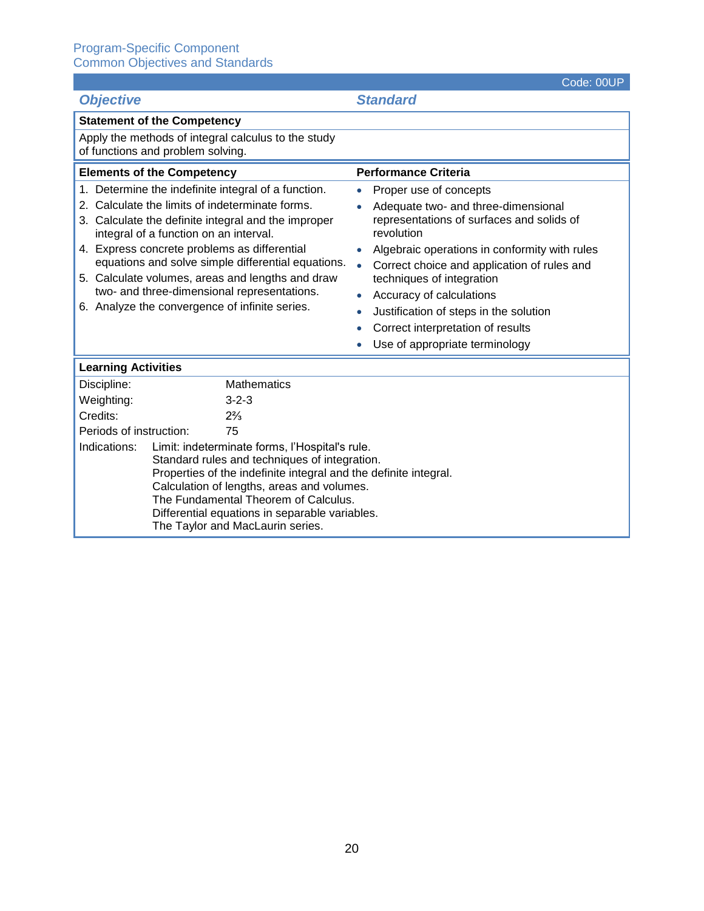Program-Specific Component
Common Objectives and Standards

Code: 00UP

| *Objective* | *Standard* |
|---|---|

**Statement of the Competency**

Apply the methods of integral calculus to the study of functions and problem solving.

| **Elements of the Competency** | **Performance Criteria** |
|---|---|
| 1. Determine the indefinite integral of a function.<br>2. Calculate the limits of indeterminate forms.<br>3. Calculate the definite integral and the improper integral of a function on an interval.<br>4. Express concrete problems as differential equations and solve simple differential equations.<br>5. Calculate volumes, areas and lengths and draw two- and three-dimensional representations.<br>6. Analyze the convergence of infinite series. | • Proper use of concepts<br>• Adequate two- and three-dimensional representations of surfaces and solids of revolution<br>• Algebraic operations in conformity with rules<br>• Correct choice and application of rules and techniques of integration<br>• Accuracy of calculations<br>• Justification of steps in the solution<br>• Correct interpretation of results<br>• Use of appropriate terminology |

**Learning Activities**

| | |
|---|---|
| Discipline: | Mathematics |
| Weighting: | 3-2-3 |
| Credits: | 2⅔ |
| Periods of instruction: | 75 |

Indications: Limit: indeterminate forms, l'Hospital's rule.
Standard rules and techniques of integration.
Properties of the indefinite integral and the definite integral.
Calculation of lengths, areas and volumes.
The Fundamental Theorem of Calculus.
Differential equations in separable variables.
The Taylor and MacLaurin series.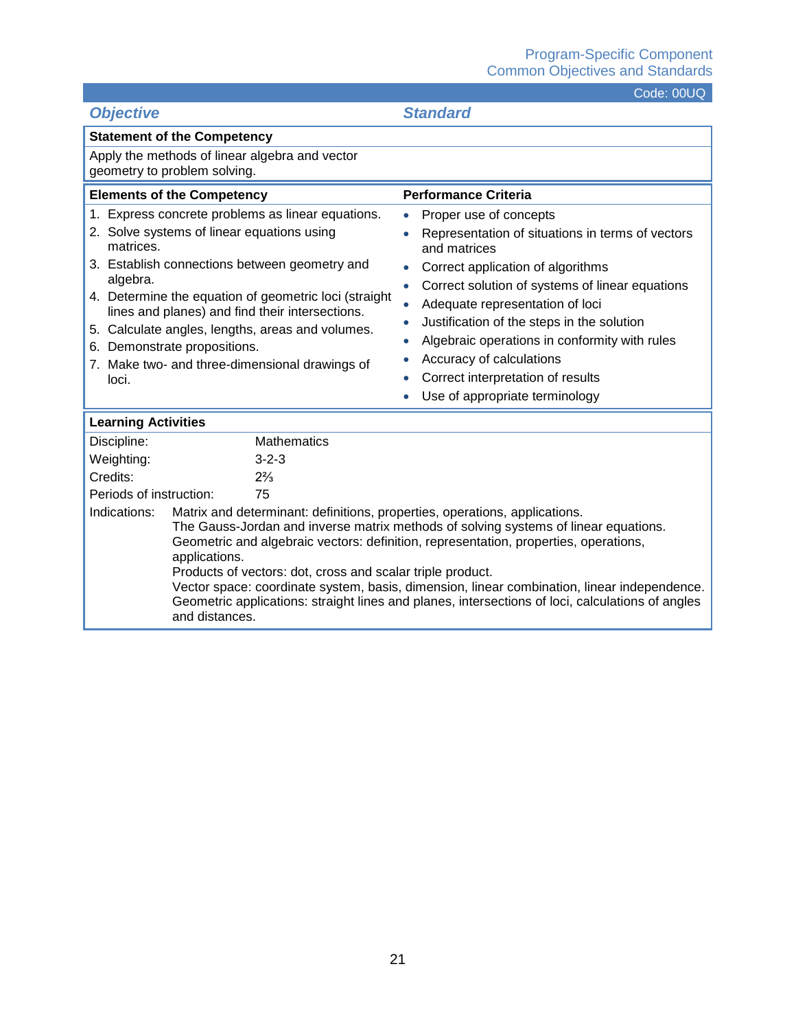Code: 00UQ

| *Objective* | *Standard* |
|---|---|
| **Statement of the Competency** | |
| Apply the methods of linear algebra and vector geometry to problem solving. | |

| **Elements of the Competency** | **Performance Criteria** |
|---|---|
| 1. Express concrete problems as linear equations.<br>2. Solve systems of linear equations using matrices.<br>3. Establish connections between geometry and algebra.<br>4. Determine the equation of geometric loci (straight lines and planes) and find their intersections.<br>5. Calculate angles, lengths, areas and volumes.<br>6. Demonstrate propositions.<br>7. Make two- and three-dimensional drawings of loci. | • Proper use of concepts<br>• Representation of situations in terms of vectors and matrices<br>• Correct application of algorithms<br>• Correct solution of systems of linear equations<br>• Adequate representation of loci<br>• Justification of the steps in the solution<br>• Algebraic operations in conformity with rules<br>• Accuracy of calculations<br>• Correct interpretation of results<br>• Use of appropriate terminology |

**Learning Activities**

| | |
|---|---|
| Discipline: | Mathematics |
| Weighting: | 3-2-3 |
| Credits: | 2⅔ |
| Periods of instruction: | 75 |

Indications: Matrix and determinant: definitions, properties, operations, applications.
The Gauss-Jordan and inverse matrix methods of solving systems of linear equations.
Geometric and algebraic vectors: definition, representation, properties, operations, applications.
Products of vectors: dot, cross and scalar triple product.
Vector space: coordinate system, basis, dimension, linear combination, linear independence.
Geometric applications: straight lines and planes, intersections of loci, calculations of angles and distances.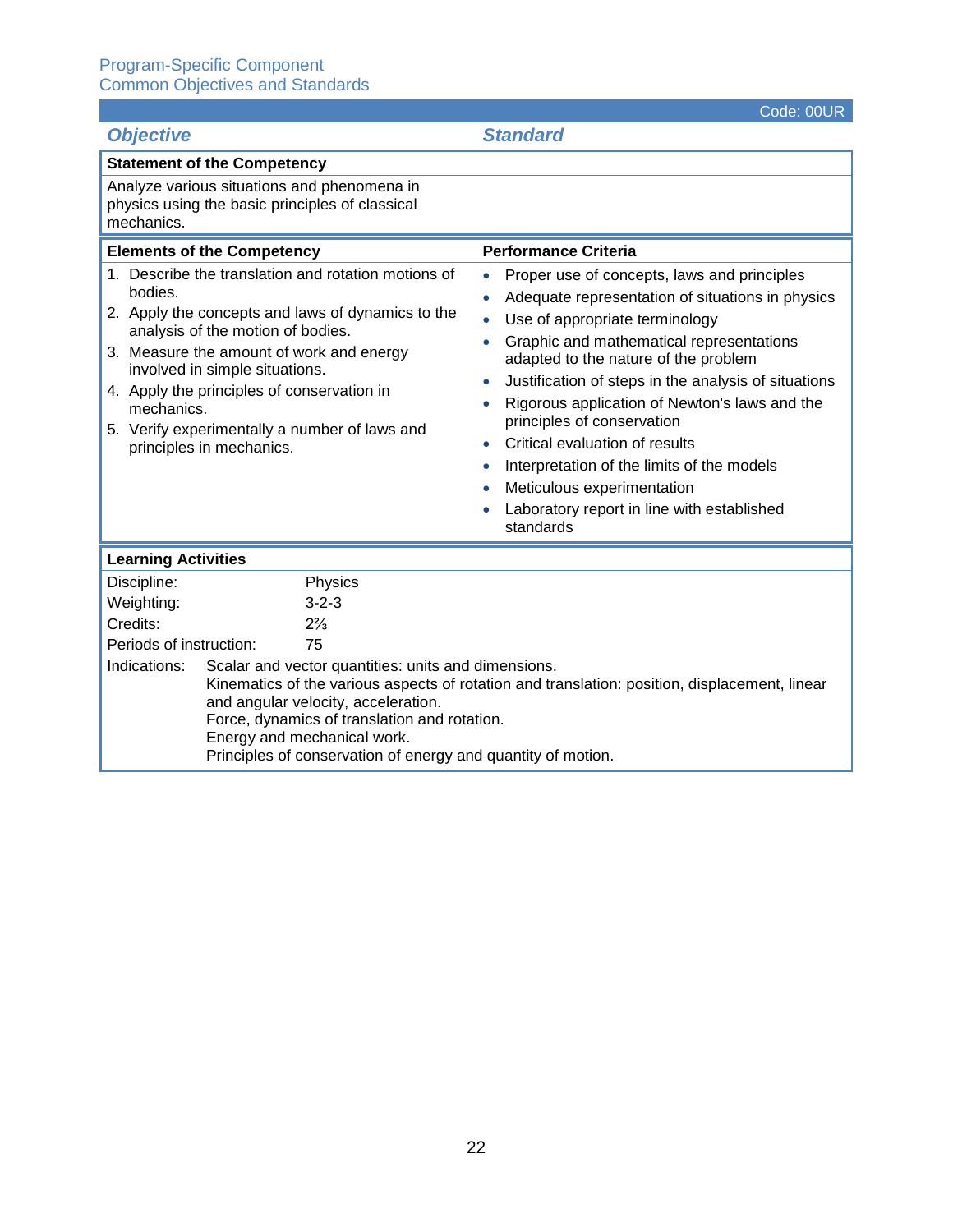Program-Specific Component
Common Objectives and Standards

Code: 00UR

| ***Objective*** | ***Standard*** |
|---|---|
| **Statement of the Competency** | |
| Analyze various situations and phenomena in physics using the basic principles of classical mechanics. | |
| **Elements of the Competency** | **Performance Criteria** |
| 1. Describe the translation and rotation motions of bodies.<br>2. Apply the concepts and laws of dynamics to the analysis of the motion of bodies.<br>3. Measure the amount of work and energy involved in simple situations.<br>4. Apply the principles of conservation in mechanics.<br>5. Verify experimentally a number of laws and principles in mechanics. | • Proper use of concepts, laws and principles<br>• Adequate representation of situations in physics<br>• Use of appropriate terminology<br>• Graphic and mathematical representations adapted to the nature of the problem<br>• Justification of steps in the analysis of situations<br>• Rigorous application of Newton's laws and the principles of conservation<br>• Critical evaluation of results<br>• Interpretation of the limits of the models<br>• Meticulous experimentation<br>• Laboratory report in line with established standards |

**Learning Activities**

| | |
|---|---|
| Discipline: | Physics |
| Weighting: | 3-2-3 |
| Credits: | 2⅔ |
| Periods of instruction: | 75 |

Indications:
Scalar and vector quantities: units and dimensions.
Kinematics of the various aspects of rotation and translation: position, displacement, linear and angular velocity, acceleration.
Force, dynamics of translation and rotation.
Energy and mechanical work.
Principles of conservation of energy and quantity of motion.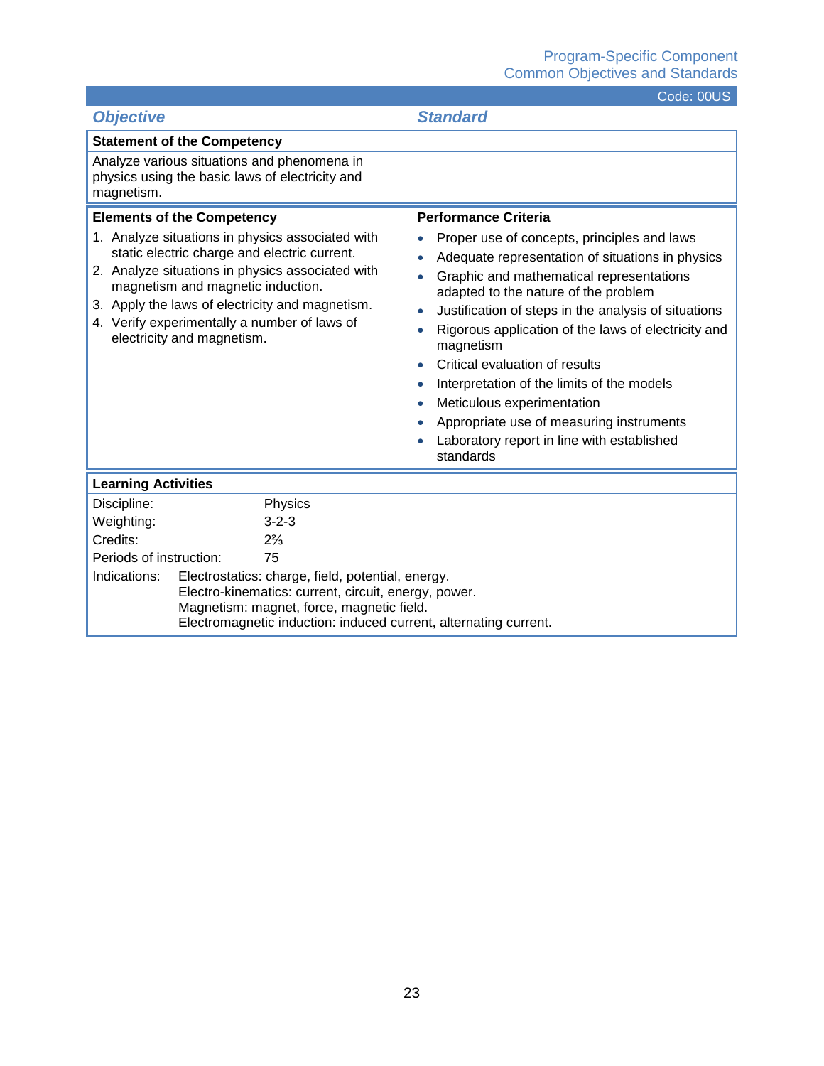Code: 00US

| *Objective* | *Standard* |
| --- | --- |

**Statement of the Competency**

Analyze various situations and phenomena in physics using the basic laws of electricity and magnetism.

| **Elements of the Competency** | **Performance Criteria** |
| --- | --- |
| 1. Analyze situations in physics associated with static electric charge and electric current.<br>2. Analyze situations in physics associated with magnetism and magnetic induction.<br>3. Apply the laws of electricity and magnetism.<br>4. Verify experimentally a number of laws of electricity and magnetism. | • Proper use of concepts, principles and laws<br>• Adequate representation of situations in physics<br>• Graphic and mathematical representations adapted to the nature of the problem<br>• Justification of steps in the analysis of situations<br>• Rigorous application of the laws of electricity and magnetism<br>• Critical evaluation of results<br>• Interpretation of the limits of the models<br>• Meticulous experimentation<br>• Appropriate use of measuring instruments<br>• Laboratory report in line with established standards |

**Learning Activities**

| | |
| --- | --- |
| Discipline: | Physics |
| Weighting: | 3-2-3 |
| Credits: | 2⅔ |
| Periods of instruction: | 75 |

Indications: Electrostatics: charge, field, potential, energy.
Electro-kinematics: current, circuit, energy, power.
Magnetism: magnet, force, magnetic field.
Electromagnetic induction: induced current, alternating current.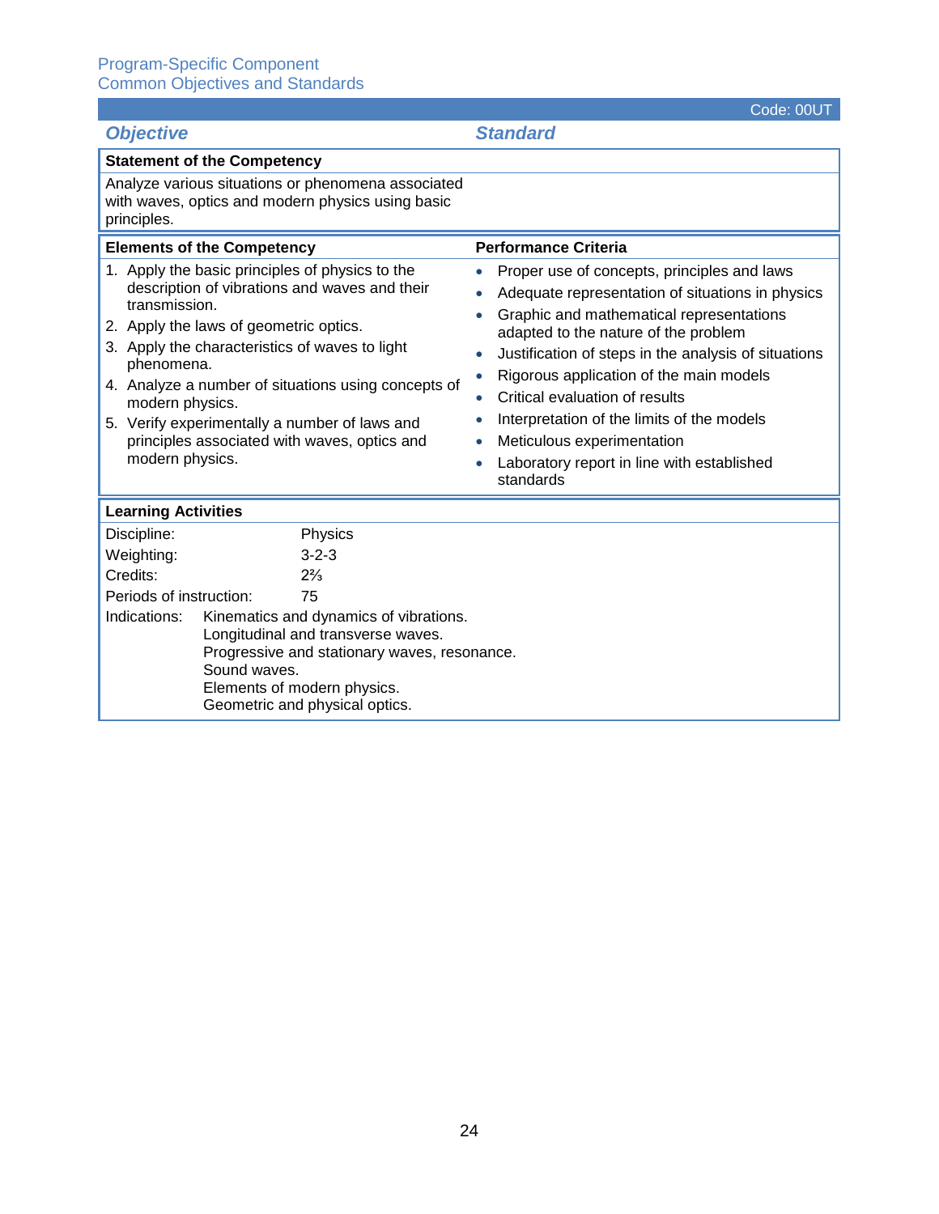Program-Specific Component
Common Objectives and Standards

Code: 00UT

| *Objective* | *Standard* |
|---|---|
| **Statement of the Competency** | |
| Analyze various situations or phenomena associated with waves, optics and modern physics using basic principles. | |
| **Elements of the Competency** | **Performance Criteria** |
| 1. Apply the basic principles of physics to the description of vibrations and waves and their transmission.<br>2. Apply the laws of geometric optics.<br>3. Apply the characteristics of waves to light phenomena.<br>4. Analyze a number of situations using concepts of modern physics.<br>5. Verify experimentally a number of laws and principles associated with waves, optics and modern physics. | • Proper use of concepts, principles and laws<br>• Adequate representation of situations in physics<br>• Graphic and mathematical representations adapted to the nature of the problem<br>• Justification of steps in the analysis of situations<br>• Rigorous application of the main models<br>• Critical evaluation of results<br>• Interpretation of the limits of the models<br>• Meticulous experimentation<br>• Laboratory report in line with established standards |

**Learning Activities**

| | |
|---|---|
| Discipline: | Physics |
| Weighting: | 3-2-3 |
| Credits: | 2⅔ |
| Periods of instruction: | 75 |

Indications:
Kinematics and dynamics of vibrations.
Longitudinal and transverse waves.
Progressive and stationary waves, resonance.
Sound waves.
Elements of modern physics.
Geometric and physical optics.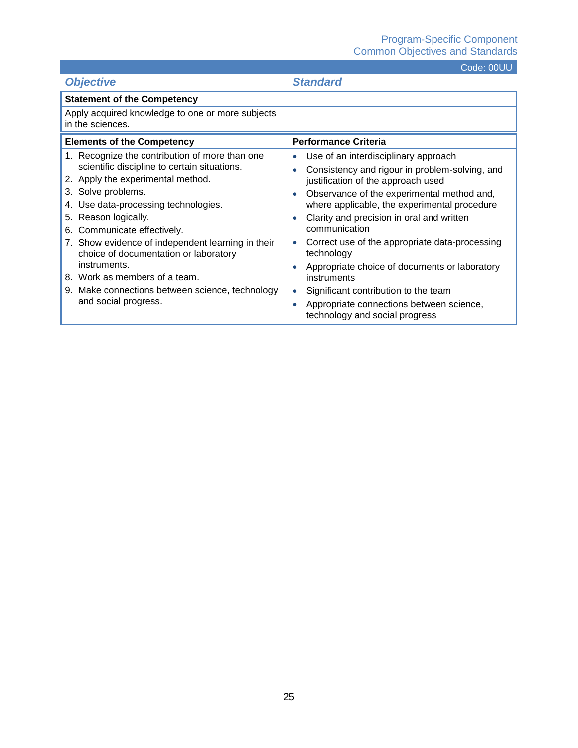Code: 00UU

| *Objective* | *Standard* |
|---|---|
| **Statement of the Competency** | |
| Apply acquired knowledge to one or more subjects in the sciences. | |

| **Elements of the Competency** | **Performance Criteria** |
|---|---|
| 1. Recognize the contribution of more than one scientific discipline to certain situations.<br>2. Apply the experimental method.<br>3. Solve problems.<br>4. Use data-processing technologies.<br>5. Reason logically.<br>6. Communicate effectively.<br>7. Show evidence of independent learning in their choice of documentation or laboratory instruments.<br>8. Work as members of a team.<br>9. Make connections between science, technology and social progress. | • Use of an interdisciplinary approach<br>• Consistency and rigour in problem-solving, and justification of the approach used<br>• Observance of the experimental method and, where applicable, the experimental procedure<br>• Clarity and precision in oral and written communication<br>• Correct use of the appropriate data-processing technology<br>• Appropriate choice of documents or laboratory instruments<br>• Significant contribution to the team<br>• Appropriate connections between science, technology and social progress |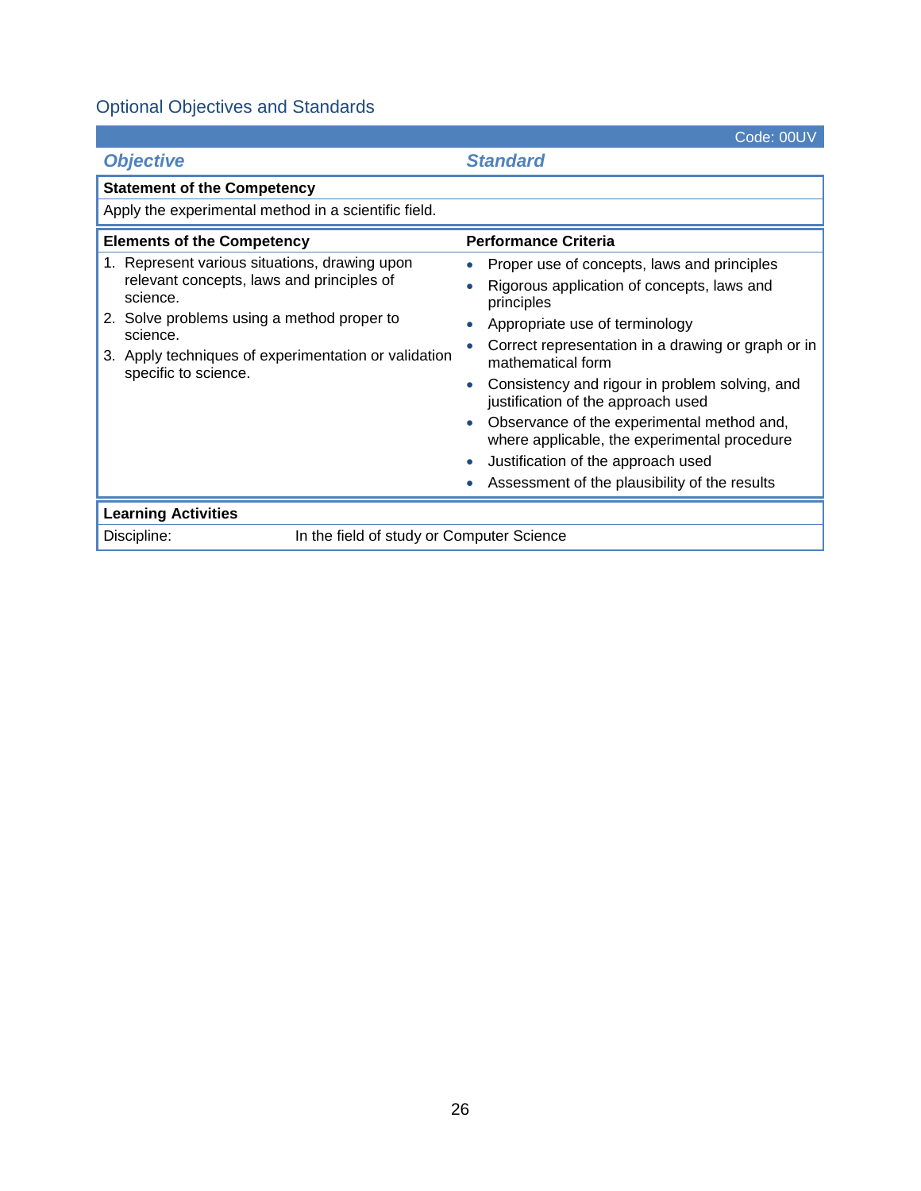## Optional Objectives and Standards

| Code: 00UV | |
|---|---|
| ***Objective*** | ***Standard*** |
| **Statement of the Competency** | |
| Apply the experimental method in a scientific field. | |
| **Elements of the Competency** | **Performance Criteria** |
| 1. Represent various situations, drawing upon relevant concepts, laws and principles of science.<br>2. Solve problems using a method proper to science.<br>3. Apply techniques of experimentation or validation specific to science. | • Proper use of concepts, laws and principles<br>• Rigorous application of concepts, laws and principles<br>• Appropriate use of terminology<br>• Correct representation in a drawing or graph or in mathematical form<br>• Consistency and rigour in problem solving, and justification of the approach used<br>• Observance of the experimental method and, where applicable, the experimental procedure<br>• Justification of the approach used<br>• Assessment of the plausibility of the results |
| **Learning Activities** | |
| Discipline: | In the field of study or Computer Science |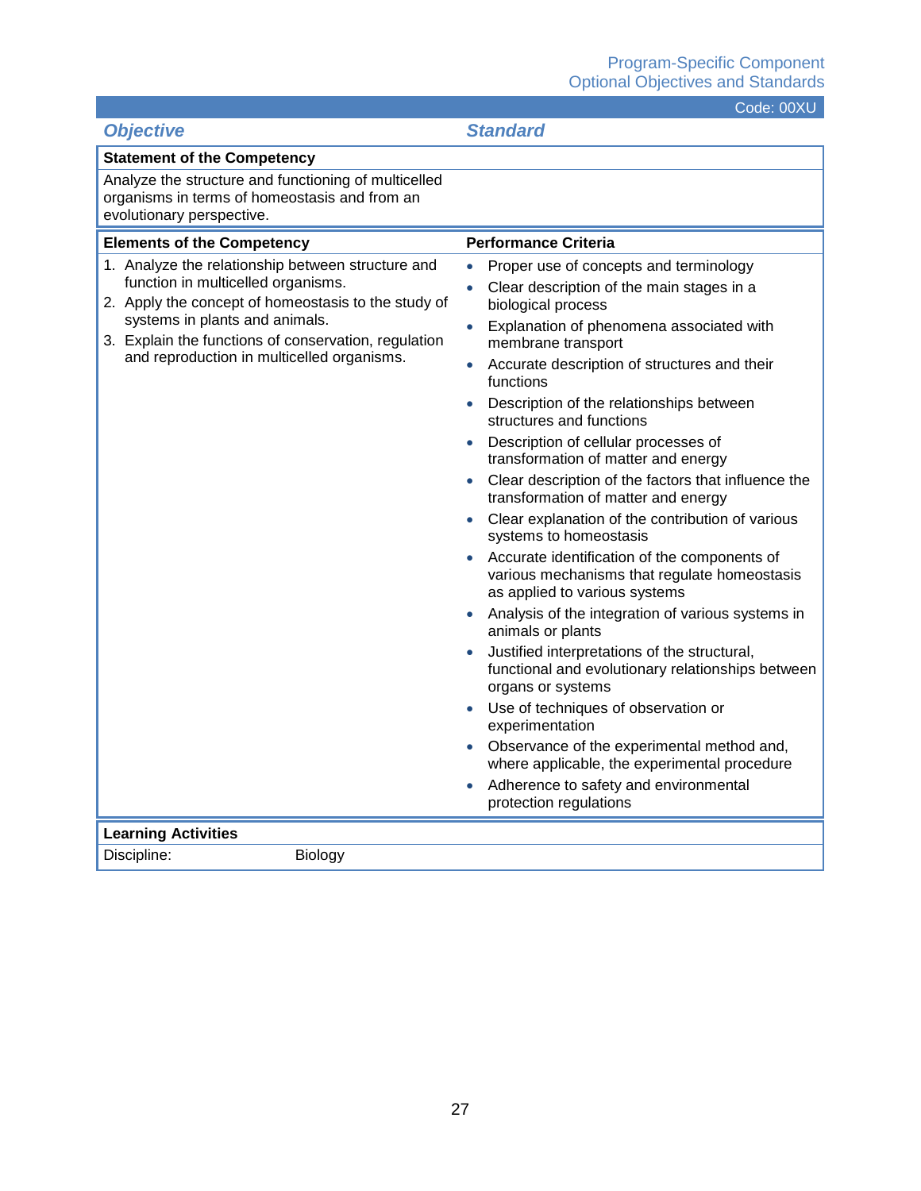Code: 00XU

| *Objective* | *Standard* |
| --- | --- |
| **Statement of the Competency** | |
| Analyze the structure and functioning of multicelled organisms in terms of homeostasis and from an evolutionary perspective. | |
| **Elements of the Competency** | **Performance Criteria** |
| 1. Analyze the relationship between structure and function in multicelled organisms.<br>2. Apply the concept of homeostasis to the study of systems in plants and animals.<br>3. Explain the functions of conservation, regulation and reproduction in multicelled organisms. | • Proper use of concepts and terminology<br>• Clear description of the main stages in a biological process<br>• Explanation of phenomena associated with membrane transport<br>• Accurate description of structures and their functions<br>• Description of the relationships between structures and functions<br>• Description of cellular processes of transformation of matter and energy<br>• Clear description of the factors that influence the transformation of matter and energy<br>• Clear explanation of the contribution of various systems to homeostasis<br>• Accurate identification of the components of various mechanisms that regulate homeostasis as applied to various systems<br>• Analysis of the integration of various systems in animals or plants<br>• Justified interpretations of the structural, functional and evolutionary relationships between organs or systems<br>• Use of techniques of observation or experimentation<br>• Observance of the experimental method and, where applicable, the experimental procedure<br>• Adherence to safety and environmental protection regulations |

| **Learning Activities** | |
| --- | --- |
| Discipline: | Biology |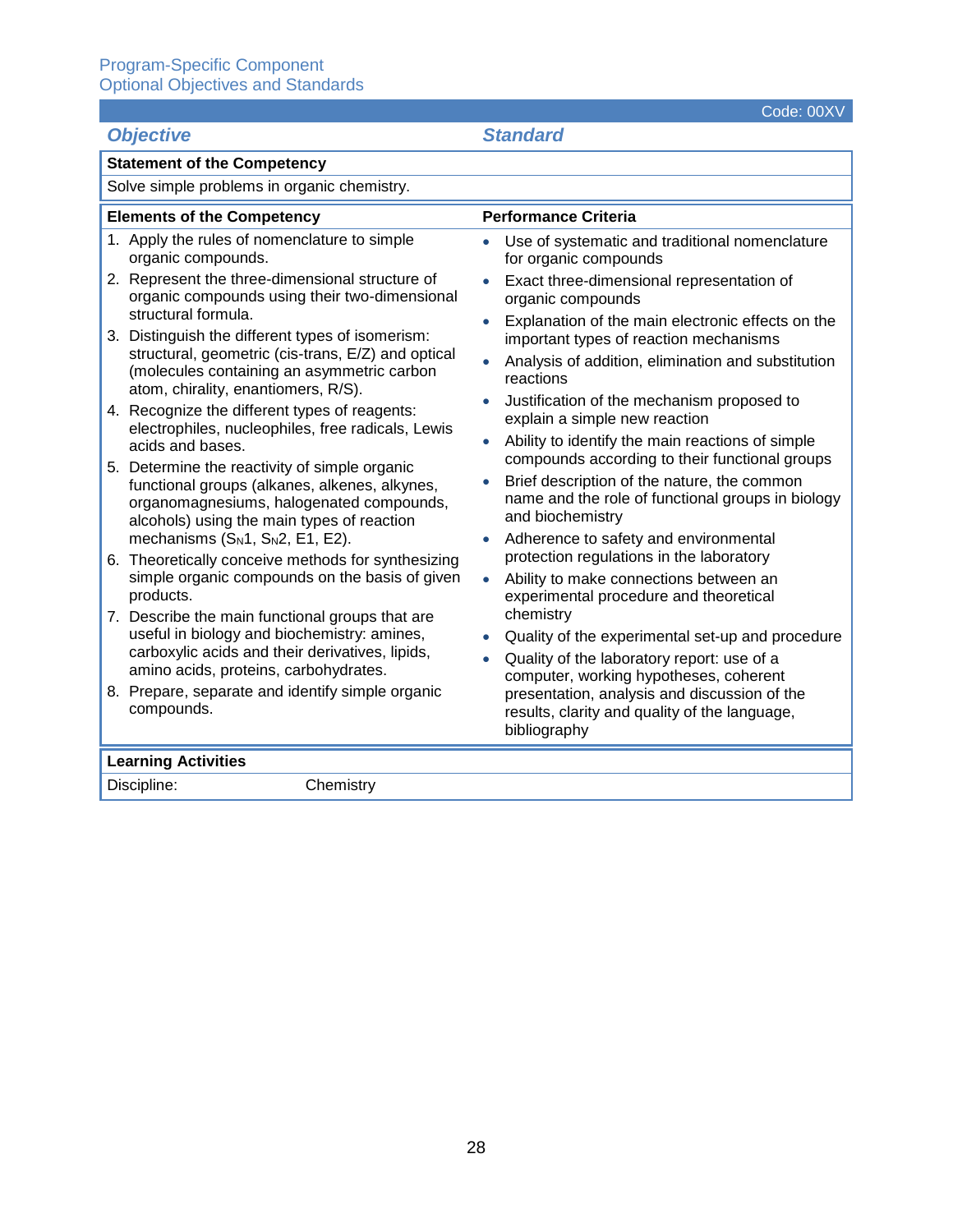Program-Specific Component
Optional Objectives and Standards

Code: 00XV

| *Objective* | *Standard* |
|---|---|
| **Statement of the Competency** | |
| Solve simple problems in organic chemistry. | |

| **Elements of the Competency** | **Performance Criteria** |
|---|---|
| 1. Apply the rules of nomenclature to simple organic compounds.<br>2. Represent the three-dimensional structure of organic compounds using their two-dimensional structural formula.<br>3. Distinguish the different types of isomerism: structural, geometric (cis-trans, E/Z) and optical (molecules containing an asymmetric carbon atom, chirality, enantiomers, R/S).<br>4. Recognize the different types of reagents: electrophiles, nucleophiles, free radicals, Lewis acids and bases.<br>5. Determine the reactivity of simple organic functional groups (alkanes, alkenes, alkynes, organomagnesiums, halogenated compounds, alcohols) using the main types of reaction mechanisms ($S_N1$, $S_N2$, E1, E2).<br>6. Theoretically conceive methods for synthesizing simple organic compounds on the basis of given products.<br>7. Describe the main functional groups that are useful in biology and biochemistry: amines, carboxylic acids and their derivatives, lipids, amino acids, proteins, carbohydrates.<br>8. Prepare, separate and identify simple organic compounds. | • Use of systematic and traditional nomenclature for organic compounds<br>• Exact three-dimensional representation of organic compounds<br>• Explanation of the main electronic effects on the important types of reaction mechanisms<br>• Analysis of addition, elimination and substitution reactions<br>• Justification of the mechanism proposed to explain a simple new reaction<br>• Ability to identify the main reactions of simple compounds according to their functional groups<br>• Brief description of the nature, the common name and the role of functional groups in biology and biochemistry<br>• Adherence to safety and environmental protection regulations in the laboratory<br>• Ability to make connections between an experimental procedure and theoretical chemistry<br>• Quality of the experimental set-up and procedure<br>• Quality of the laboratory report: use of a computer, working hypotheses, coherent presentation, analysis and discussion of the results, clarity and quality of the language, bibliography |

| **Learning Activities** | |
|---|---|
| Discipline: | Chemistry |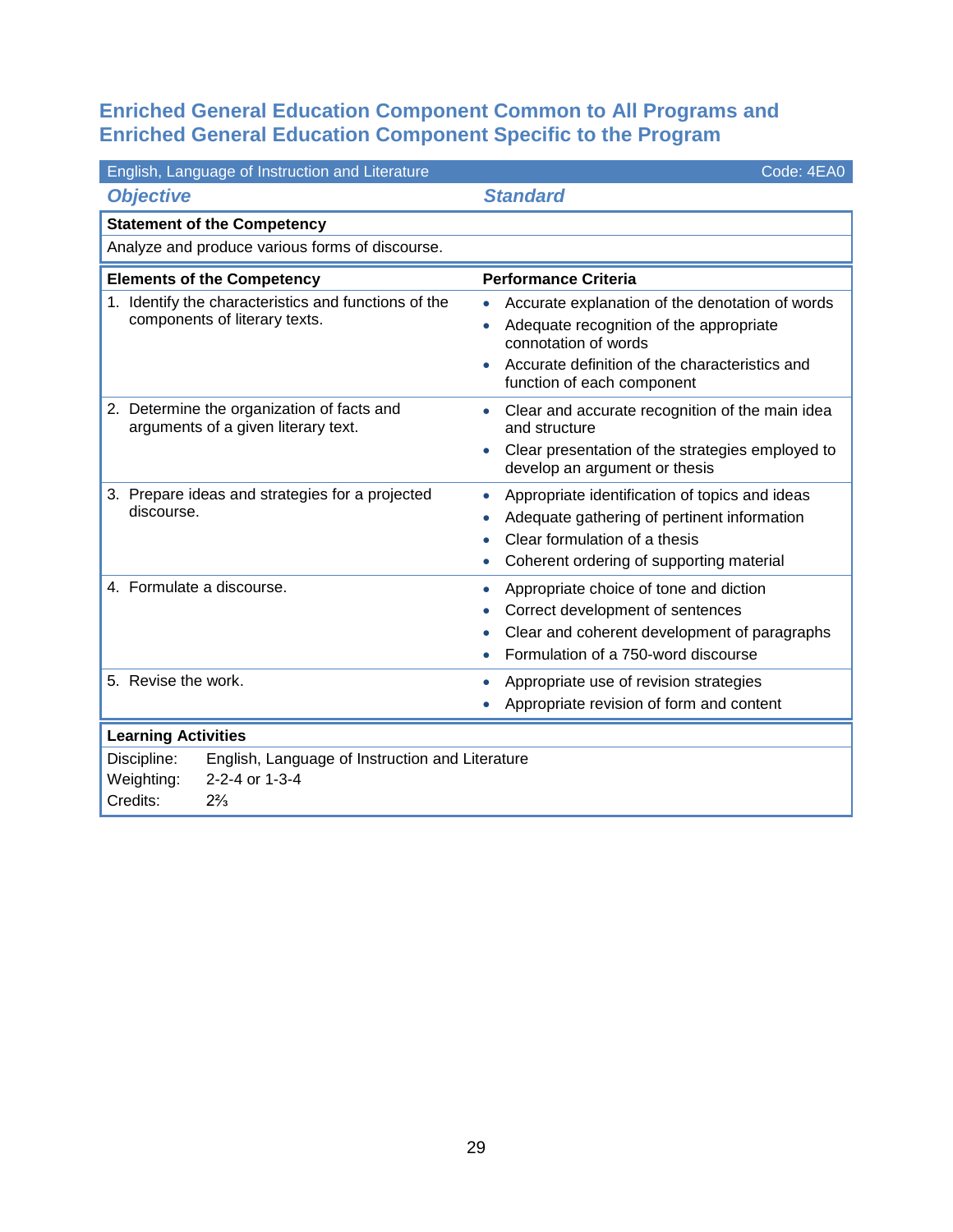## Enriched General Education Component Common to All Programs and Enriched General Education Component Specific to the Program

| English, Language of Instruction and Literature | Code: 4EA0 |
|---|---|
| ***Objective*** | ***Standard*** |

| **Statement of the Competency** |
|---|
| Analyze and produce various forms of discourse. |

| **Elements of the Competency** | **Performance Criteria** |
|---|---|
| 1. Identify the characteristics and functions of the components of literary texts. | • Accurate explanation of the denotation of words<br>• Adequate recognition of the appropriate connotation of words<br>• Accurate definition of the characteristics and function of each component |
| 2. Determine the organization of facts and arguments of a given literary text. | • Clear and accurate recognition of the main idea and structure<br>• Clear presentation of the strategies employed to develop an argument or thesis |
| 3. Prepare ideas and strategies for a projected discourse. | • Appropriate identification of topics and ideas<br>• Adequate gathering of pertinent information<br>• Clear formulation of a thesis<br>• Coherent ordering of supporting material |
| 4. Formulate a discourse. | • Appropriate choice of tone and diction<br>• Correct development of sentences<br>• Clear and coherent development of paragraphs<br>• Formulation of a 750-word discourse |
| 5. Revise the work. | • Appropriate use of revision strategies<br>• Appropriate revision of form and content |

| **Learning Activities** | |
|---|---|
| Discipline: | English, Language of Instruction and Literature |
| Weighting: | 2-2-4 or 1-3-4 |
| Credits: | 2⅔ |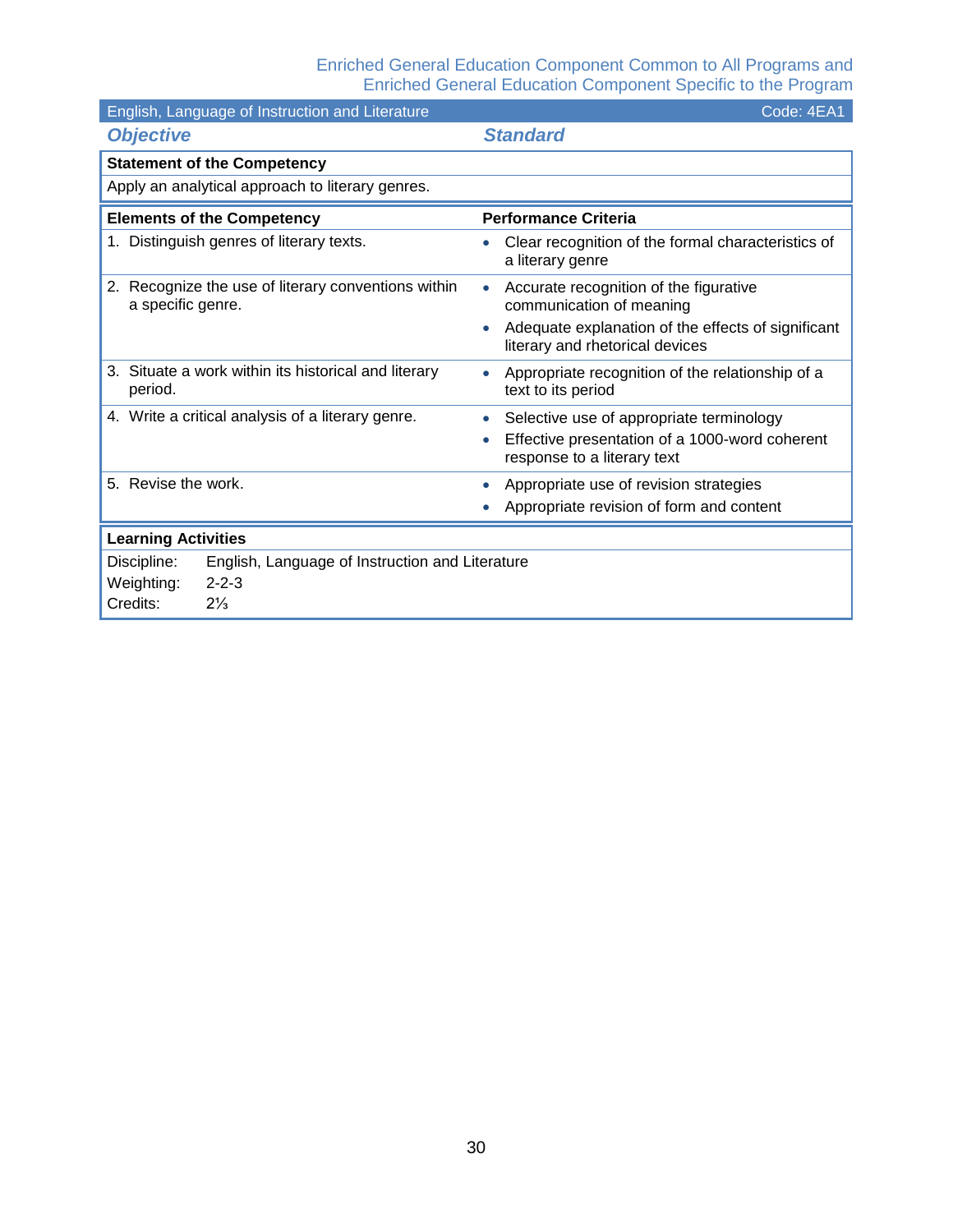Enriched General Education Component Common to All Programs and
Enriched General Education Component Specific to the Program

| English, Language of Instruction and Literature | Code: 4EA1 |
|---|---|
| ***Objective*** | ***Standard*** |

**Statement of the Competency**

Apply an analytical approach to literary genres.

| **Elements of the Competency** | **Performance Criteria** |
|---|---|
| 1. Distinguish genres of literary texts. | • Clear recognition of the formal characteristics of a literary genre |
| 2. Recognize the use of literary conventions within a specific genre. | • Accurate recognition of the figurative communication of meaning<br>• Adequate explanation of the effects of significant literary and rhetorical devices |
| 3. Situate a work within its historical and literary period. | • Appropriate recognition of the relationship of a text to its period |
| 4. Write a critical analysis of a literary genre. | • Selective use of appropriate terminology<br>• Effective presentation of a 1000-word coherent response to a literary text |
| 5. Revise the work. | • Appropriate use of revision strategies<br>• Appropriate revision of form and content |

**Learning Activities**

| | |
|---|---|
| Discipline: | English, Language of Instruction and Literature |
| Weighting: | 2-2-3 |
| Credits: | 2⅓ |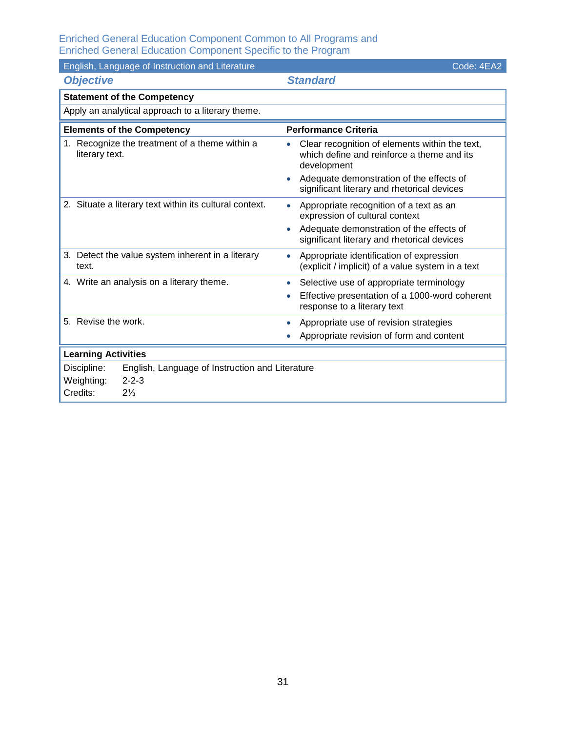Enriched General Education Component Common to All Programs and
Enriched General Education Component Specific to the Program

| English, Language of Instruction and Literature | Code: 4EA2 |
|---|---|
| ***Objective*** | ***Standard*** |

**Statement of the Competency**

Apply an analytical approach to a literary theme.

| **Elements of the Competency** | **Performance Criteria** |
|---|---|
| 1. Recognize the treatment of a theme within a literary text. | • Clear recognition of elements within the text, which define and reinforce a theme and its development<br>• Adequate demonstration of the effects of significant literary and rhetorical devices |
| 2. Situate a literary text within its cultural context. | • Appropriate recognition of a text as an expression of cultural context<br>• Adequate demonstration of the effects of significant literary and rhetorical devices |
| 3. Detect the value system inherent in a literary text. | • Appropriate identification of expression (explicit / implicit) of a value system in a text |
| 4. Write an analysis on a literary theme. | • Selective use of appropriate terminology<br>• Effective presentation of a 1000-word coherent response to a literary text |
| 5. Revise the work. | • Appropriate use of revision strategies<br>• Appropriate revision of form and content |

**Learning Activities**

Discipline: English, Language of Instruction and Literature
Weighting: 2-2-3
Credits: 2⅓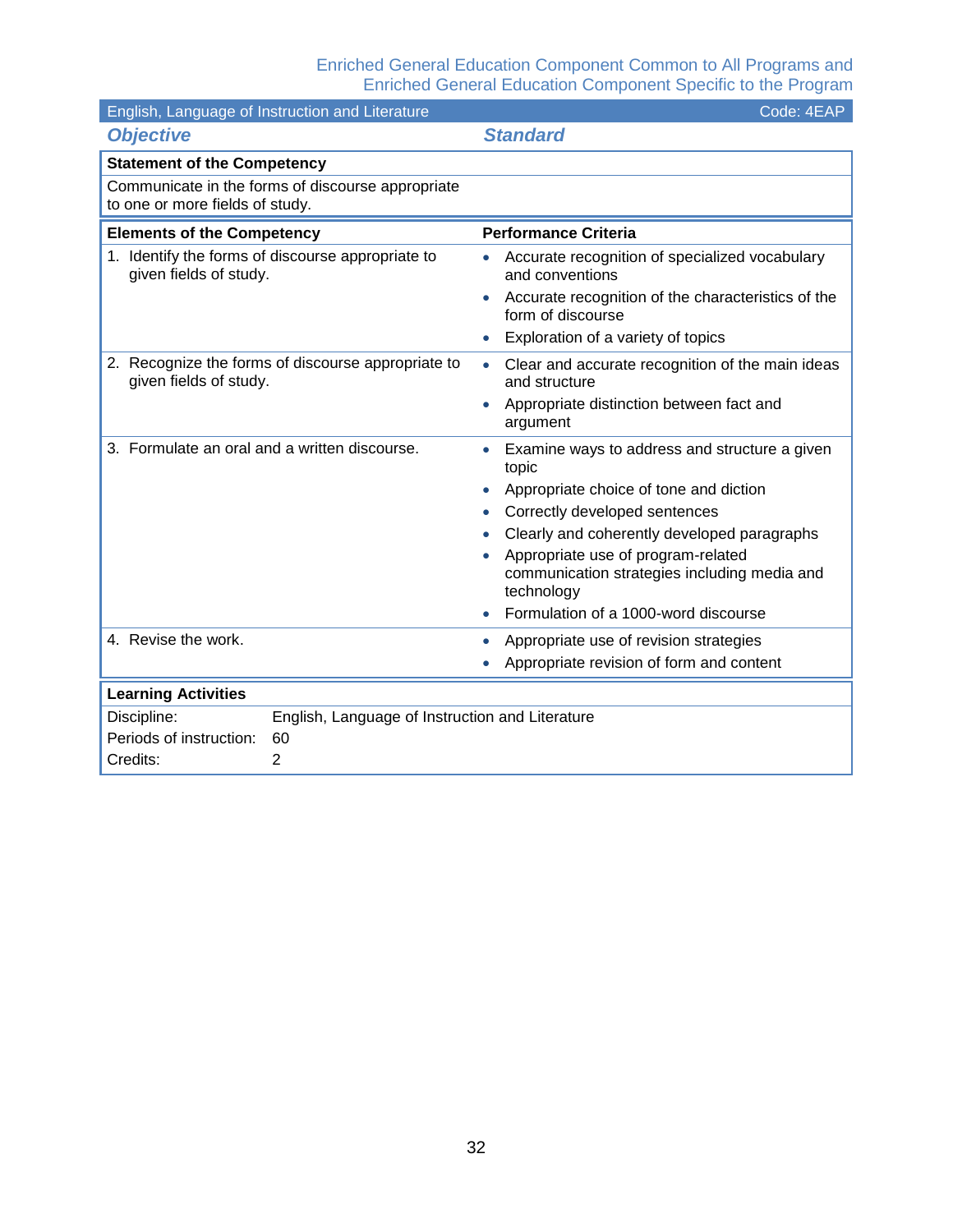Enriched General Education Component Common to All Programs and
Enriched General Education Component Specific to the Program

| English, Language of Instruction and Literature | Code: 4EAP |
| --- | --- |

| *Objective* | *Standard* |
| --- | --- |

**Statement of the Competency**

Communicate in the forms of discourse appropriate to one or more fields of study.

| Elements of the Competency | Performance Criteria |
| --- | --- |
| 1. Identify the forms of discourse appropriate to given fields of study. | • Accurate recognition of specialized vocabulary and conventions<br>• Accurate recognition of the characteristics of the form of discourse<br>• Exploration of a variety of topics |
| 2. Recognize the forms of discourse appropriate to given fields of study. | • Clear and accurate recognition of the main ideas and structure<br>• Appropriate distinction between fact and argument |
| 3. Formulate an oral and a written discourse. | • Examine ways to address and structure a given topic<br>• Appropriate choice of tone and diction<br>• Correctly developed sentences<br>• Clearly and coherently developed paragraphs<br>• Appropriate use of program-related communication strategies including media and technology<br>• Formulation of a 1000-word discourse |
| 4. Revise the work. | • Appropriate use of revision strategies<br>• Appropriate revision of form and content |

**Learning Activities**

| | |
| --- | --- |
| Discipline: | English, Language of Instruction and Literature |
| Periods of instruction: | 60 |
| Credits: | 2 |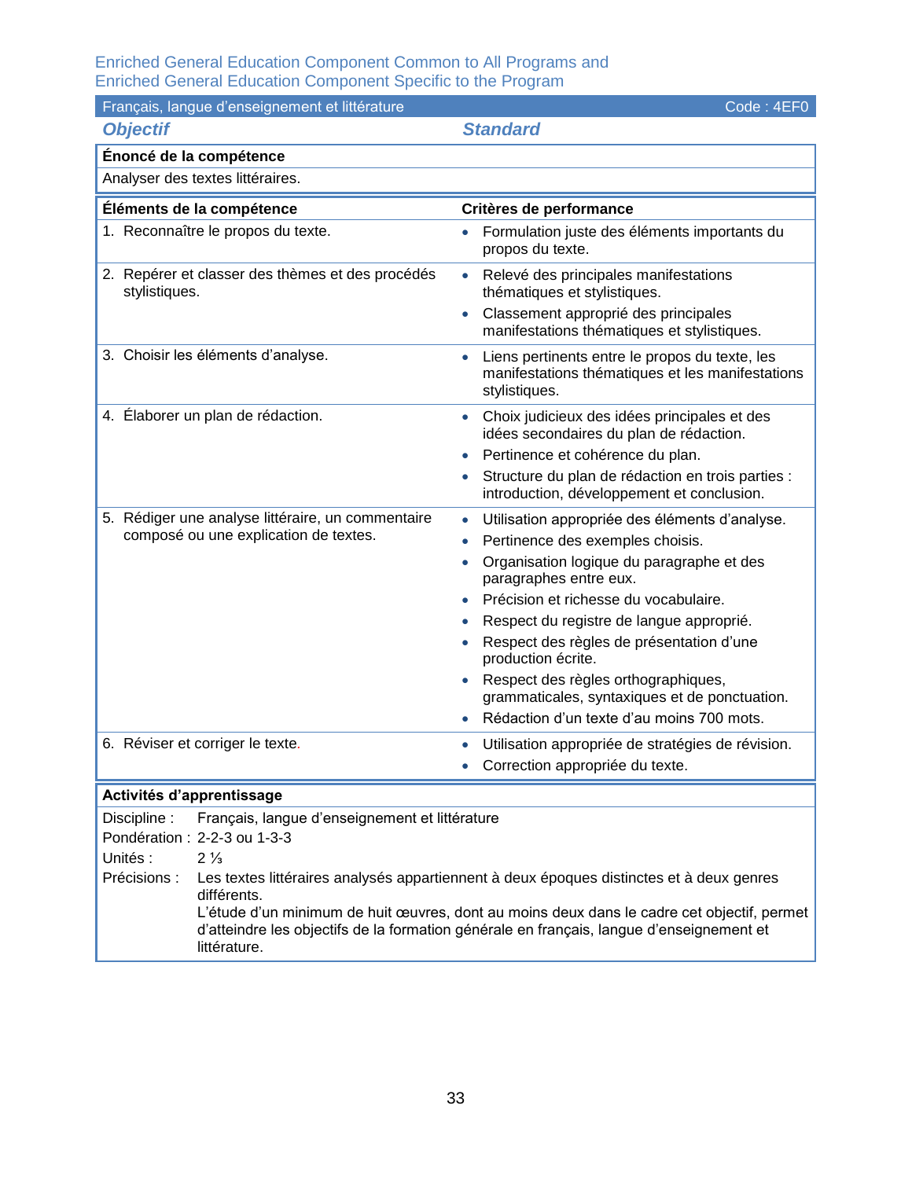Enriched General Education Component Common to All Programs and
Enriched General Education Component Specific to the Program

| Français, langue d'enseignement et littérature | Code : 4EF0 |
|---|---|
| ***Objectif*** | ***Standard*** |

**Énoncé de la compétence**

Analyser des textes littéraires.

| Éléments de la compétence | Critères de performance |
|---|---|
| 1. Reconnaître le propos du texte. | • Formulation juste des éléments importants du propos du texte. |
| 2. Repérer et classer des thèmes et des procédés stylistiques. | • Relevé des principales manifestations thématiques et stylistiques.<br>• Classement approprié des principales manifestations thématiques et stylistiques. |
| 3. Choisir les éléments d'analyse. | • Liens pertinents entre le propos du texte, les manifestations thématiques et les manifestations stylistiques. |
| 4. Élaborer un plan de rédaction. | • Choix judicieux des idées principales et des idées secondaires du plan de rédaction.<br>• Pertinence et cohérence du plan.<br>• Structure du plan de rédaction en trois parties : introduction, développement et conclusion. |
| 5. Rédiger une analyse littéraire, un commentaire composé ou une explication de textes. | • Utilisation appropriée des éléments d'analyse.<br>• Pertinence des exemples choisis.<br>• Organisation logique du paragraphe et des paragraphes entre eux.<br>• Précision et richesse du vocabulaire.<br>• Respect du registre de langue approprié.<br>• Respect des règles de présentation d'une production écrite.<br>• Respect des règles orthographiques, grammaticales, syntaxiques et de ponctuation.<br>• Rédaction d'un texte d'au moins 700 mots. |
| 6. Réviser et corriger le texte. | • Utilisation appropriée de stratégies de révision.<br>• Correction appropriée du texte. |

**Activités d'apprentissage**

Discipline : Français, langue d'enseignement et littérature

Pondération : 2-2-3 ou 1-3-3

Unités : 2 ⅓

Précisions : Les textes littéraires analysés appartiennent à deux époques distinctes et à deux genres différents.
L'étude d'un minimum de huit œuvres, dont au moins deux dans le cadre cet objectif, permet d'atteindre les objectifs de la formation générale en français, langue d'enseignement et littérature.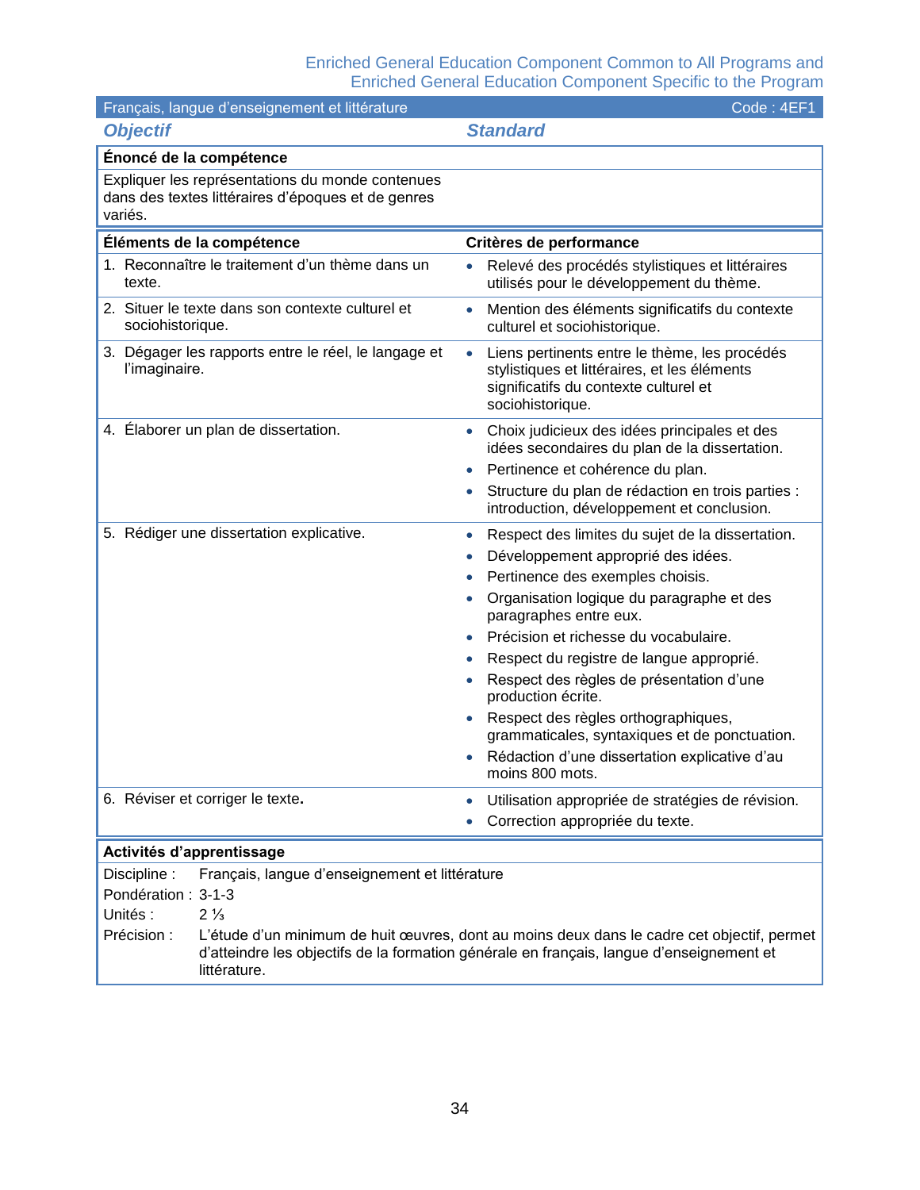## Français, langue d'enseignement et littérature — Code : 4EF1

| *Objectif* | *Standard* |
|---|---|
| **Énoncé de la compétence** | |
| Expliquer les représentations du monde contenues dans des textes littéraires d'époques et de genres variés. | |

| **Éléments de la compétence** | **Critères de performance** |
|---|---|
| 1. Reconnaître le traitement d'un thème dans un texte. | • Relevé des procédés stylistiques et littéraires utilisés pour le développement du thème. |
| 2. Situer le texte dans son contexte culturel et sociohistorique. | • Mention des éléments significatifs du contexte culturel et sociohistorique. |
| 3. Dégager les rapports entre le réel, le langage et l'imaginaire. | • Liens pertinents entre le thème, les procédés stylistiques et littéraires, et les éléments significatifs du contexte culturel et sociohistorique. |
| 4. Élaborer un plan de dissertation. | • Choix judicieux des idées principales et des idées secondaires du plan de la dissertation. <br> • Pertinence et cohérence du plan. <br> • Structure du plan de rédaction en trois parties : introduction, développement et conclusion. |
| 5. Rédiger une dissertation explicative. | • Respect des limites du sujet de la dissertation. <br> • Développement approprié des idées. <br> • Pertinence des exemples choisis. <br> • Organisation logique du paragraphe et des paragraphes entre eux. <br> • Précision et richesse du vocabulaire. <br> • Respect du registre de langue approprié. <br> • Respect des règles de présentation d'une production écrite. <br> • Respect des règles orthographiques, grammaticales, syntaxiques et de ponctuation. <br> • Rédaction d'une dissertation explicative d'au moins 800 mots. |
| 6. Réviser et corriger le texte**.** | • Utilisation appropriée de stratégies de révision. <br> • Correction appropriée du texte. |

**Activités d'apprentissage**

| | |
|---|---|
| Discipline : | Français, langue d'enseignement et littérature |
| Pondération : | 3-1-3 |
| Unités : | 2 ⅓ |
| Précision : | L'étude d'un minimum de huit œuvres, dont au moins deux dans le cadre cet objectif, permet d'atteindre les objectifs de la formation générale en français, langue d'enseignement et littérature. |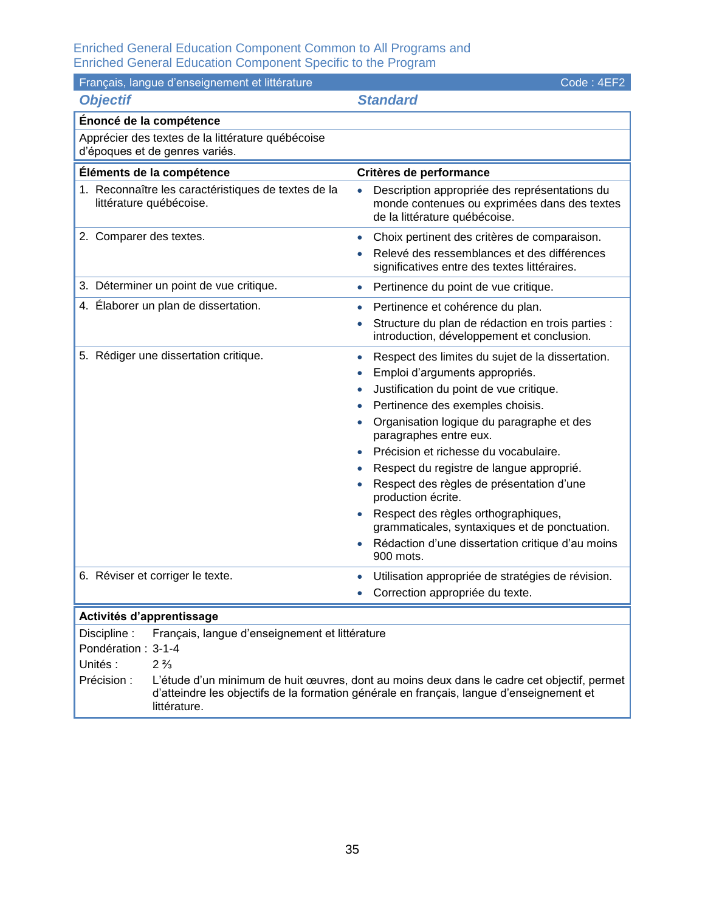Enriched General Education Component Common to All Programs and
Enriched General Education Component Specific to the Program

**Français, langue d'enseignement et littérature** — Code : 4EF2

| *Objectif* | *Standard* |
|---|---|

**Énoncé de la compétence**

Apprécier des textes de la littérature québécoise d'époques et de genres variés.

| Éléments de la compétence | Critères de performance |
|---|---|
| 1. Reconnaître les caractéristiques de textes de la littérature québécoise. | • Description appropriée des représentations du monde contenues ou exprimées dans des textes de la littérature québécoise. |
| 2. Comparer des textes. | • Choix pertinent des critères de comparaison.<br>• Relevé des ressemblances et des différences significatives entre des textes littéraires. |
| 3. Déterminer un point de vue critique. | • Pertinence du point de vue critique. |
| 4. Élaborer un plan de dissertation. | • Pertinence et cohérence du plan.<br>• Structure du plan de rédaction en trois parties : introduction, développement et conclusion. |
| 5. Rédiger une dissertation critique. | • Respect des limites du sujet de la dissertation.<br>• Emploi d'arguments appropriés.<br>• Justification du point de vue critique.<br>• Pertinence des exemples choisis.<br>• Organisation logique du paragraphe et des paragraphes entre eux.<br>• Précision et richesse du vocabulaire.<br>• Respect du registre de langue approprié.<br>• Respect des règles de présentation d'une production écrite.<br>• Respect des règles orthographiques, grammaticales, syntaxiques et de ponctuation.<br>• Rédaction d'une dissertation critique d'au moins 900 mots. |
| 6. Réviser et corriger le texte. | • Utilisation appropriée de stratégies de révision.<br>• Correction appropriée du texte. |

**Activités d'apprentissage**

Discipline : Français, langue d'enseignement et littérature
Pondération : 3-1-4
Unités : 2 ⅔
Précision : L'étude d'un minimum de huit œuvres, dont au moins deux dans le cadre cet objectif, permet d'atteindre les objectifs de la formation générale en français, langue d'enseignement et littérature.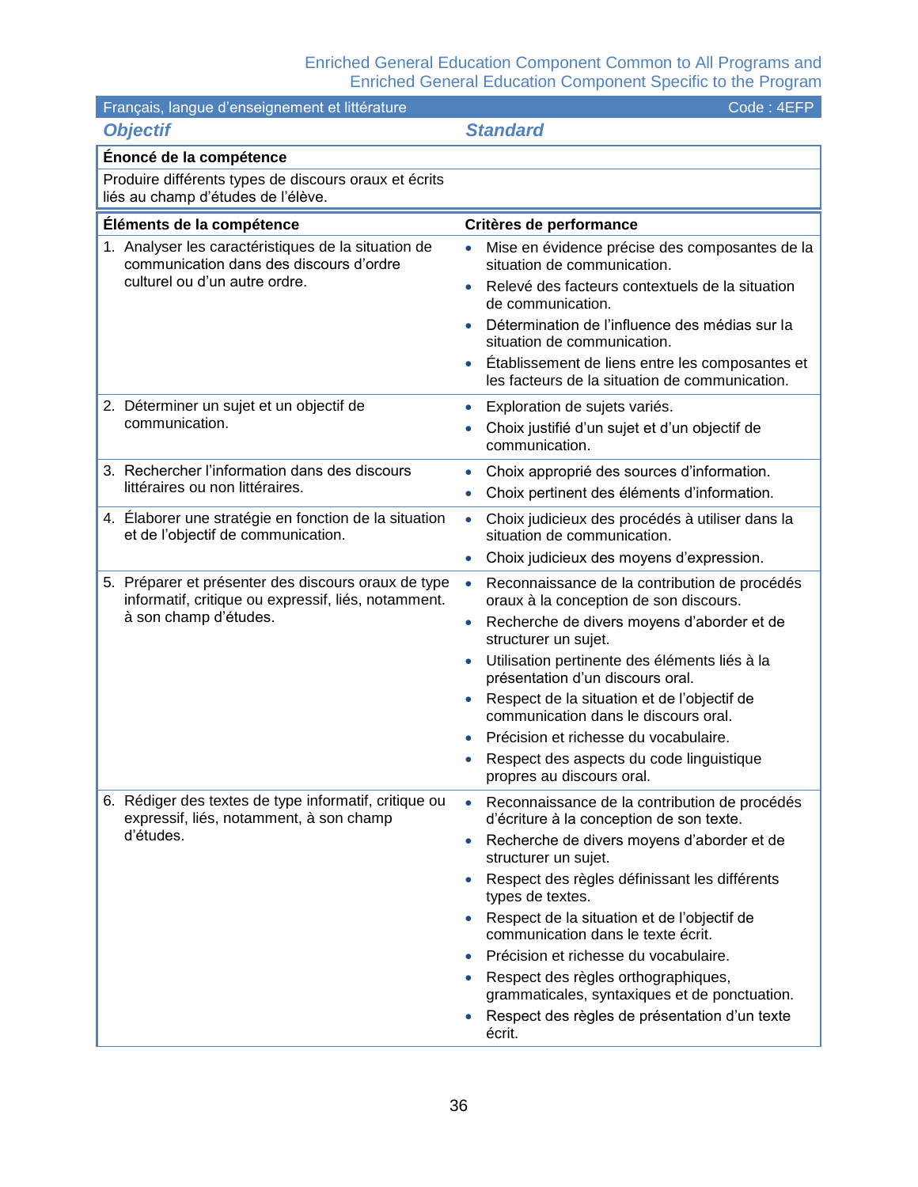| Français, langue d'enseignement et littérature | Code : 4EFP |
|---|---|
| ***Objectif*** | ***Standard*** |

**Énoncé de la compétence**

Produire différents types de discours oraux et écrits liés au champ d'études de l'élève.

| Éléments de la compétence | Critères de performance |
|---|---|
| 1. Analyser les caractéristiques de la situation de communication dans des discours d'ordre culturel ou d'un autre ordre. | • Mise en évidence précise des composantes de la situation de communication.<br>• Relevé des facteurs contextuels de la situation de communication.<br>• Détermination de l'influence des médias sur la situation de communication.<br>• Établissement de liens entre les composantes et les facteurs de la situation de communication. |
| 2. Déterminer un sujet et un objectif de communication. | • Exploration de sujets variés.<br>• Choix justifié d'un sujet et d'un objectif de communication. |
| 3. Rechercher l'information dans des discours littéraires ou non littéraires. | • Choix approprié des sources d'information.<br>• Choix pertinent des éléments d'information. |
| 4. Élaborer une stratégie en fonction de la situation et de l'objectif de communication. | • Choix judicieux des procédés à utiliser dans la situation de communication.<br>• Choix judicieux des moyens d'expression. |
| 5. Préparer et présenter des discours oraux de type informatif, critique ou expressif, liés, notamment. à son champ d'études. | • Reconnaissance de la contribution de procédés oraux à la conception de son discours.<br>• Recherche de divers moyens d'aborder et de structurer un sujet.<br>• Utilisation pertinente des éléments liés à la présentation d'un discours oral.<br>• Respect de la situation et de l'objectif de communication dans le discours oral.<br>• Précision et richesse du vocabulaire.<br>• Respect des aspects du code linguistique propres au discours oral. |
| 6. Rédiger des textes de type informatif, critique ou expressif, liés, notamment, à son champ d'études. | • Reconnaissance de la contribution de procédés d'écriture à la conception de son texte.<br>• Recherche de divers moyens d'aborder et de structurer un sujet.<br>• Respect des règles définissant les différents types de textes.<br>• Respect de la situation et de l'objectif de communication dans le texte écrit.<br>• Précision et richesse du vocabulaire.<br>• Respect des règles orthographiques, grammaticales, syntaxiques et de ponctuation.<br>• Respect des règles de présentation d'un texte écrit. |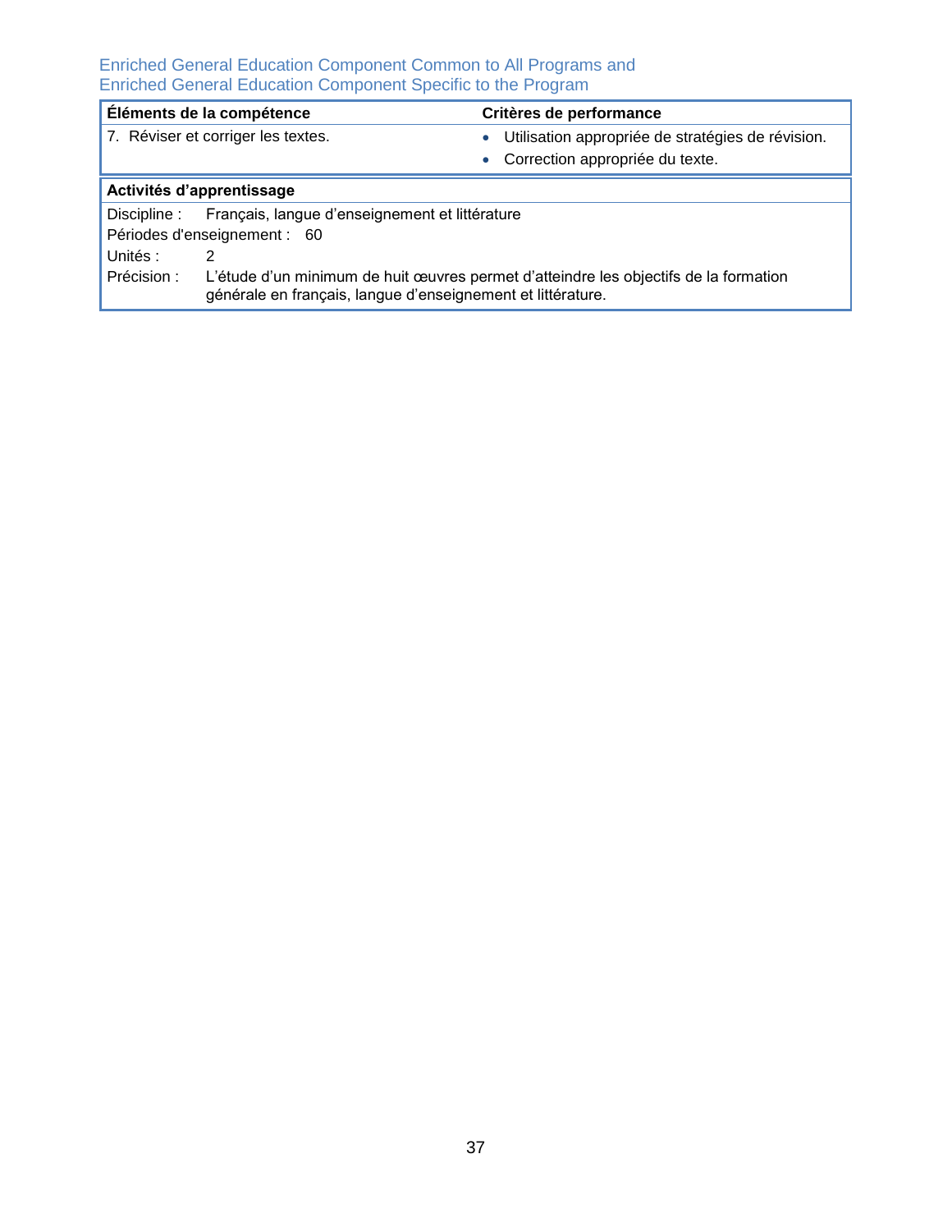| Éléments de la compétence | Critères de performance |
| --- | --- |
| 7. Réviser et corriger les textes. | • Utilisation appropriée de stratégies de révision. <br> • Correction appropriée du texte. |

| Activités d’apprentissage | |
| --- | --- |
| Discipline : | Français, langue d’enseignement et littérature |
| Périodes d'enseignement : | 60 |
| Unités : | 2 |
| Précision : | L’étude d’un minimum de huit œuvres permet d’atteindre les objectifs de la formation générale en français, langue d’enseignement et littérature. |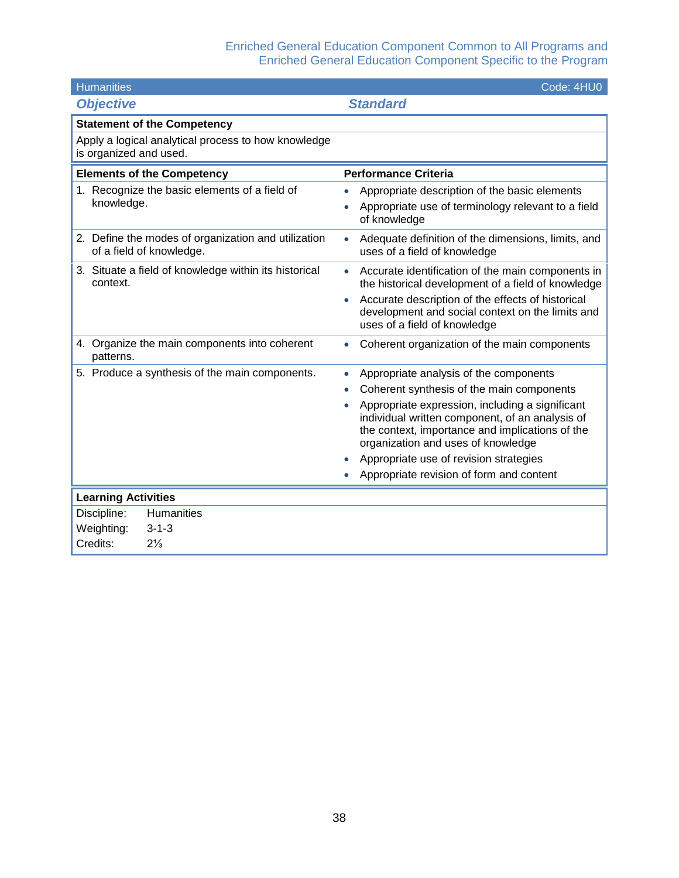| Humanities | Code: 4HU0 |
|---|---|
| ***Objective*** | ***Standard*** |

**Statement of the Competency**

Apply a logical analytical process to how knowledge is organized and used.

| **Elements of the Competency** | **Performance Criteria** |
|---|---|
| 1. Recognize the basic elements of a field of knowledge. | • Appropriate description of the basic elements<br>• Appropriate use of terminology relevant to a field of knowledge |
| 2. Define the modes of organization and utilization of a field of knowledge. | • Adequate definition of the dimensions, limits, and uses of a field of knowledge |
| 3. Situate a field of knowledge within its historical context. | • Accurate identification of the main components in the historical development of a field of knowledge<br>• Accurate description of the effects of historical development and social context on the limits and uses of a field of knowledge |
| 4. Organize the main components into coherent patterns. | • Coherent organization of the main components |
| 5. Produce a synthesis of the main components. | • Appropriate analysis of the components<br>• Coherent synthesis of the main components<br>• Appropriate expression, including a significant individual written component, of an analysis of the context, importance and implications of the organization and uses of knowledge<br>• Appropriate use of revision strategies<br>• Appropriate revision of form and content |

**Learning Activities**

| | |
|---|---|
| Discipline: | Humanities |
| Weighting: | 3-1-3 |
| Credits: | 2⅓ |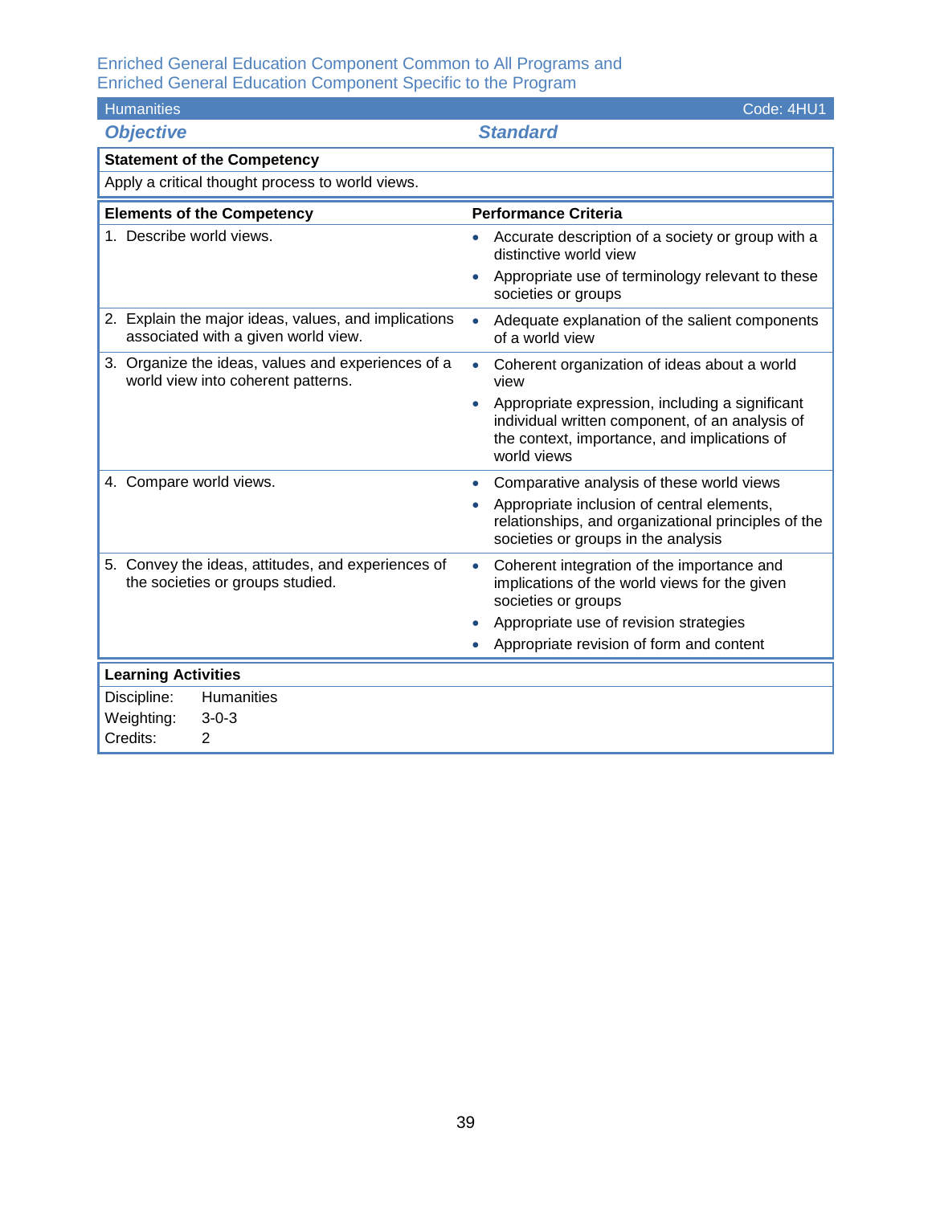Enriched General Education Component Common to All Programs and
Enriched General Education Component Specific to the Program

| Humanities | Code: 4HU1 |
|---|---|
| ***Objective*** | ***Standard*** |

**Statement of the Competency**

Apply a critical thought process to world views.

| Elements of the Competency | Performance Criteria |
|---|---|
| 1. Describe world views. | • Accurate description of a society or group with a distinctive world view<br>• Appropriate use of terminology relevant to these societies or groups |
| 2. Explain the major ideas, values, and implications associated with a given world view. | • Adequate explanation of the salient components of a world view |
| 3. Organize the ideas, values and experiences of a world view into coherent patterns. | • Coherent organization of ideas about a world view<br>• Appropriate expression, including a significant individual written component, of an analysis of the context, importance, and implications of world views |
| 4. Compare world views. | • Comparative analysis of these world views<br>• Appropriate inclusion of central elements, relationships, and organizational principles of the societies or groups in the analysis |
| 5. Convey the ideas, attitudes, and experiences of the societies or groups studied. | • Coherent integration of the importance and implications of the world views for the given societies or groups<br>• Appropriate use of revision strategies<br>• Appropriate revision of form and content |

**Learning Activities**

Discipline: Humanities
Weighting: 3-0-3
Credits: 2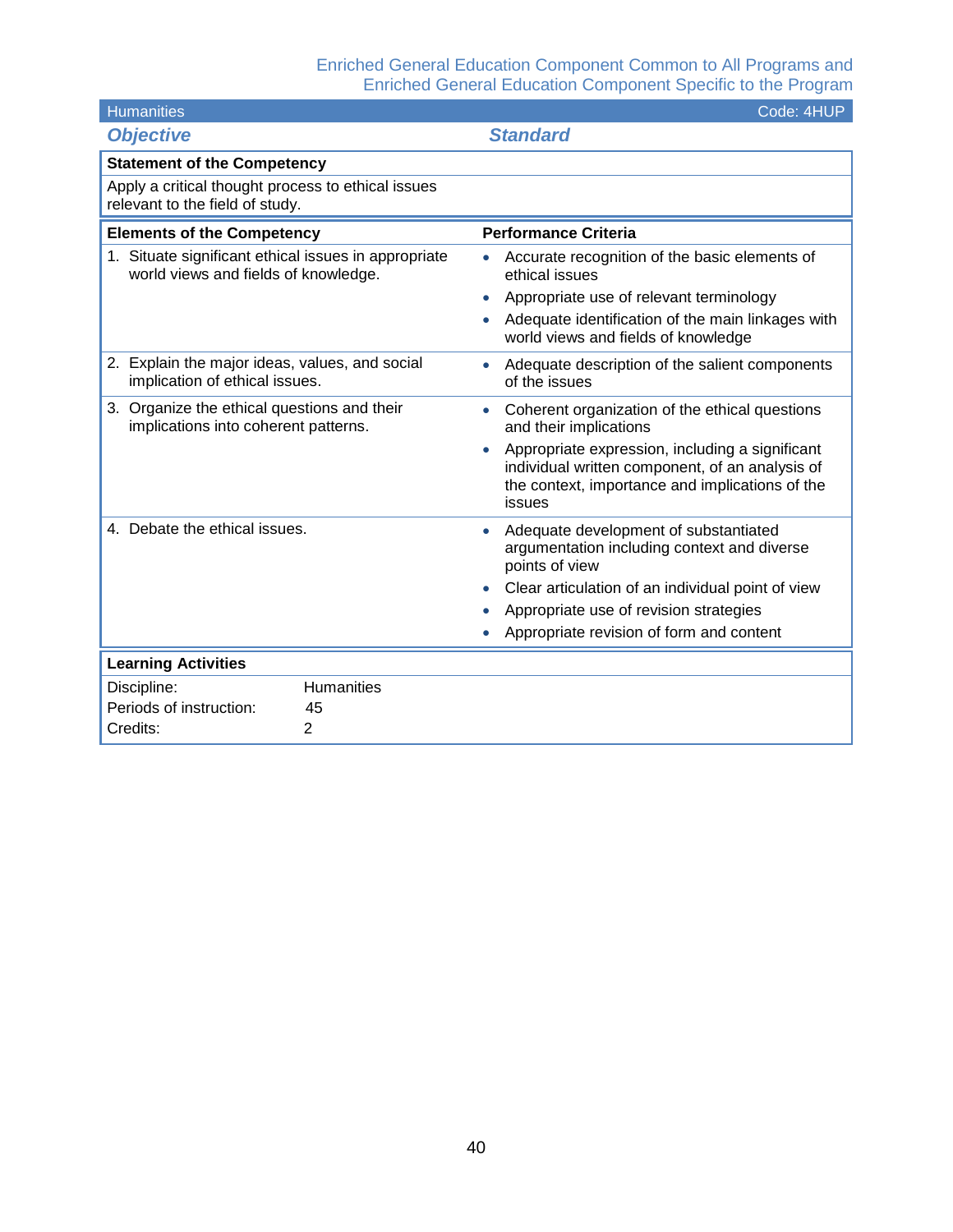Enriched General Education Component Common to All Programs and
Enriched General Education Component Specific to the Program

| Humanities | Code: 4HUP |
|---|---|
| ***Objective*** | ***Standard*** |

**Statement of the Competency**

Apply a critical thought process to ethical issues relevant to the field of study.

| Elements of the Competency | Performance Criteria |
|---|---|
| 1. Situate significant ethical issues in appropriate world views and fields of knowledge. | • Accurate recognition of the basic elements of ethical issues<br>• Appropriate use of relevant terminology<br>• Adequate identification of the main linkages with world views and fields of knowledge |
| 2. Explain the major ideas, values, and social implication of ethical issues. | • Adequate description of the salient components of the issues |
| 3. Organize the ethical questions and their implications into coherent patterns. | • Coherent organization of the ethical questions and their implications<br>• Appropriate expression, including a significant individual written component, of an analysis of the context, importance and implications of the issues |
| 4. Debate the ethical issues. | • Adequate development of substantiated argumentation including context and diverse points of view<br>• Clear articulation of an individual point of view<br>• Appropriate use of revision strategies<br>• Appropriate revision of form and content |

**Learning Activities**

| | |
|---|---|
| Discipline: | Humanities |
| Periods of instruction: | 45 |
| Credits: | 2 |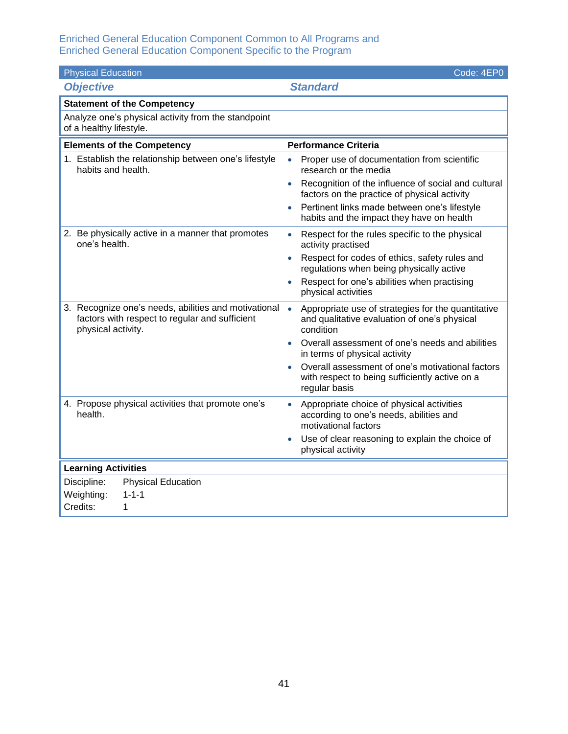Enriched General Education Component Common to All Programs and
Enriched General Education Component Specific to the Program

**Physical Education** — Code: 4EP0

| *Objective* | *Standard* |
|---|---|
| **Statement of the Competency** | |
| Analyze one's physical activity from the standpoint of a healthy lifestyle. | |

| **Elements of the Competency** | **Performance Criteria** |
|---|---|
| 1. Establish the relationship between one's lifestyle habits and health. | • Proper use of documentation from scientific research or the media<br>• Recognition of the influence of social and cultural factors on the practice of physical activity<br>• Pertinent links made between one's lifestyle habits and the impact they have on health |
| 2. Be physically active in a manner that promotes one's health. | • Respect for the rules specific to the physical activity practised<br>• Respect for codes of ethics, safety rules and regulations when being physically active<br>• Respect for one's abilities when practising physical activities |
| 3. Recognize one's needs, abilities and motivational factors with respect to regular and sufficient physical activity. | • Appropriate use of strategies for the quantitative and qualitative evaluation of one's physical condition<br>• Overall assessment of one's needs and abilities in terms of physical activity<br>• Overall assessment of one's motivational factors with respect to being sufficiently active on a regular basis |
| 4. Propose physical activities that promote one's health. | • Appropriate choice of physical activities according to one's needs, abilities and motivational factors<br>• Use of clear reasoning to explain the choice of physical activity |

**Learning Activities**

Discipline: Physical Education
Weighting: 1-1-1
Credits: 1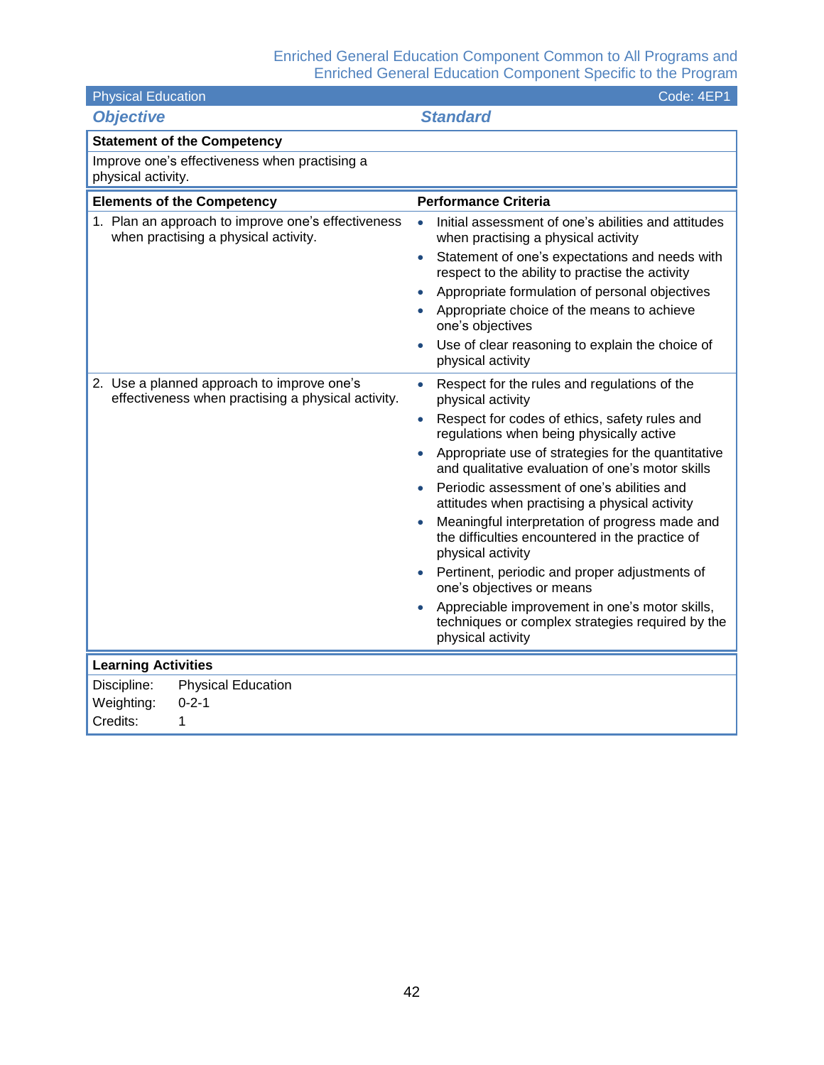Enriched General Education Component Common to All Programs and Enriched General Education Component Specific to the Program

| Physical Education | Code: 4EP1 |
|---|---|
| ***Objective*** | ***Standard*** |

| **Statement of the Competency** | |
|---|---|
| Improve one's effectiveness when practising a physical activity. | |

| **Elements of the Competency** | **Performance Criteria** |
|---|---|
| 1. Plan an approach to improve one's effectiveness when practising a physical activity. | • Initial assessment of one's abilities and attitudes when practising a physical activity<br>• Statement of one's expectations and needs with respect to the ability to practise the activity<br>• Appropriate formulation of personal objectives<br>• Appropriate choice of the means to achieve one's objectives<br>• Use of clear reasoning to explain the choice of physical activity |
| 2. Use a planned approach to improve one's effectiveness when practising a physical activity. | • Respect for the rules and regulations of the physical activity<br>• Respect for codes of ethics, safety rules and regulations when being physically active<br>• Appropriate use of strategies for the quantitative and qualitative evaluation of one's motor skills<br>• Periodic assessment of one's abilities and attitudes when practising a physical activity<br>• Meaningful interpretation of progress made and the difficulties encountered in the practice of physical activity<br>• Pertinent, periodic and proper adjustments of one's objectives or means<br>• Appreciable improvement in one's motor skills, techniques or complex strategies required by the physical activity |

**Learning Activities**

| | |
|---|---|
| Discipline: | Physical Education |
| Weighting: | 0-2-1 |
| Credits: | 1 |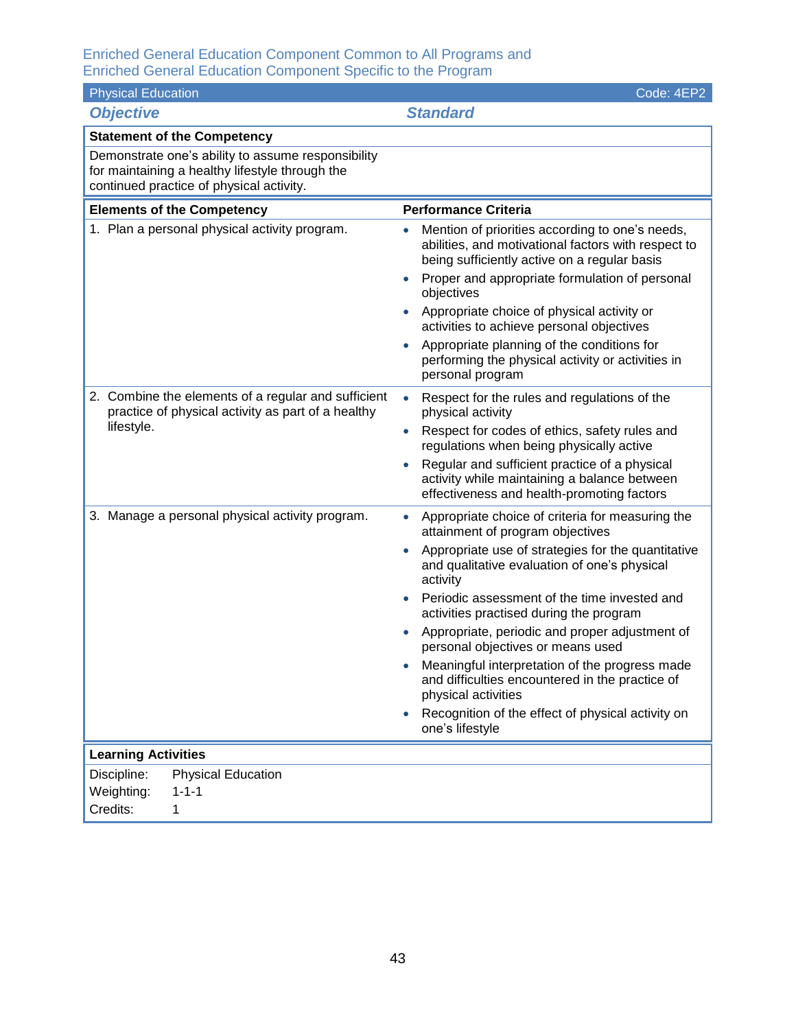Enriched General Education Component Common to All Programs and
Enriched General Education Component Specific to the Program

| Physical Education | Code: 4EP2 |
|---|---|
| ***Objective*** | ***Standard*** |

**Statement of the Competency**

Demonstrate one's ability to assume responsibility for maintaining a healthy lifestyle through the continued practice of physical activity.

| Elements of the Competency | Performance Criteria |
|---|---|
| 1. Plan a personal physical activity program. | • Mention of priorities according to one's needs, abilities, and motivational factors with respect to being sufficiently active on a regular basis<br>• Proper and appropriate formulation of personal objectives<br>• Appropriate choice of physical activity or activities to achieve personal objectives<br>• Appropriate planning of the conditions for performing the physical activity or activities in personal program |
| 2. Combine the elements of a regular and sufficient practice of physical activity as part of a healthy lifestyle. | • Respect for the rules and regulations of the physical activity<br>• Respect for codes of ethics, safety rules and regulations when being physically active<br>• Regular and sufficient practice of a physical activity while maintaining a balance between effectiveness and health-promoting factors |
| 3. Manage a personal physical activity program. | • Appropriate choice of criteria for measuring the attainment of program objectives<br>• Appropriate use of strategies for the quantitative and qualitative evaluation of one's physical activity<br>• Periodic assessment of the time invested and activities practised during the program<br>• Appropriate, periodic and proper adjustment of personal objectives or means used<br>• Meaningful interpretation of the progress made and difficulties encountered in the practice of physical activities<br>• Recognition of the effect of physical activity on one's lifestyle |

**Learning Activities**

| | |
|---|---|
| Discipline: | Physical Education |
| Weighting: | 1-1-1 |
| Credits: | 1 |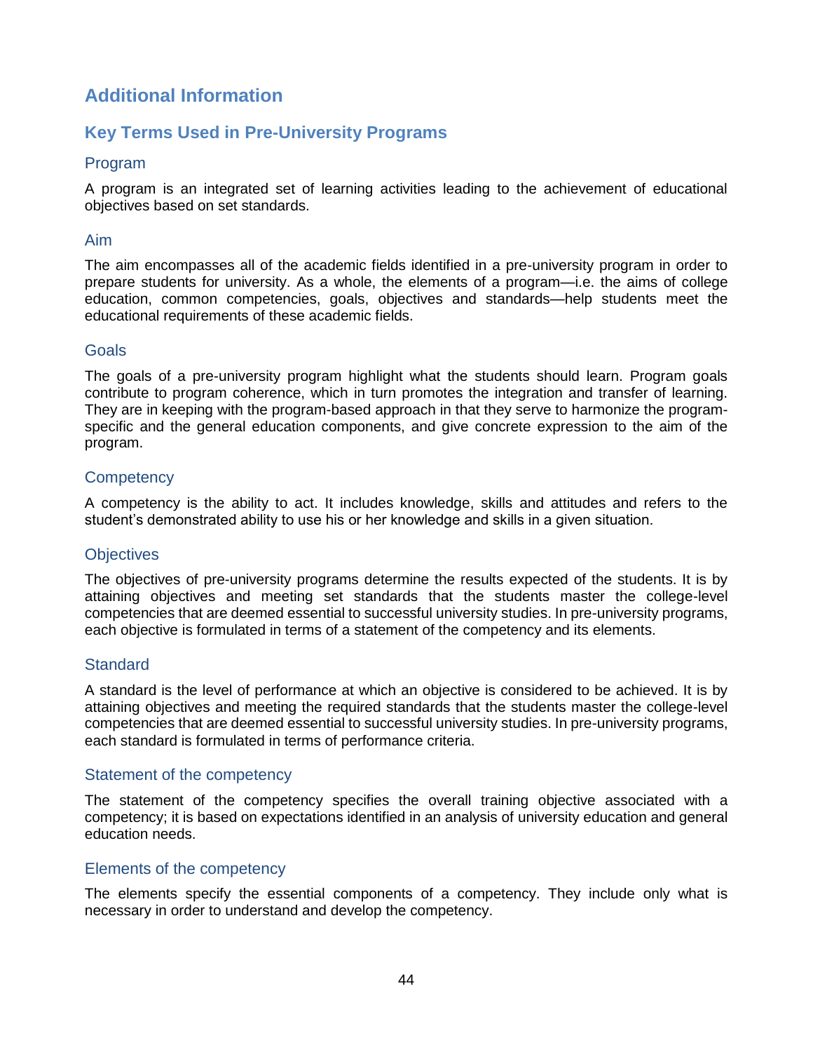# Additional Information

## Key Terms Used in Pre-University Programs

### Program

A program is an integrated set of learning activities leading to the achievement of educational objectives based on set standards.

### Aim

The aim encompasses all of the academic fields identified in a pre-university program in order to prepare students for university. As a whole, the elements of a program—i.e. the aims of college education, common competencies, goals, objectives and standards—help students meet the educational requirements of these academic fields.

### Goals

The goals of a pre-university program highlight what the students should learn. Program goals contribute to program coherence, which in turn promotes the integration and transfer of learning. They are in keeping with the program-based approach in that they serve to harmonize the program-specific and the general education components, and give concrete expression to the aim of the program.

### Competency

A competency is the ability to act. It includes knowledge, skills and attitudes and refers to the student's demonstrated ability to use his or her knowledge and skills in a given situation.

### Objectives

The objectives of pre-university programs determine the results expected of the students. It is by attaining objectives and meeting set standards that the students master the college-level competencies that are deemed essential to successful university studies. In pre-university programs, each objective is formulated in terms of a statement of the competency and its elements.

### Standard

A standard is the level of performance at which an objective is considered to be achieved. It is by attaining objectives and meeting the required standards that the students master the college-level competencies that are deemed essential to successful university studies. In pre-university programs, each standard is formulated in terms of performance criteria.

### Statement of the competency

The statement of the competency specifies the overall training objective associated with a competency; it is based on expectations identified in an analysis of university education and general education needs.

### Elements of the competency

The elements specify the essential components of a competency. They include only what is necessary in order to understand and develop the competency.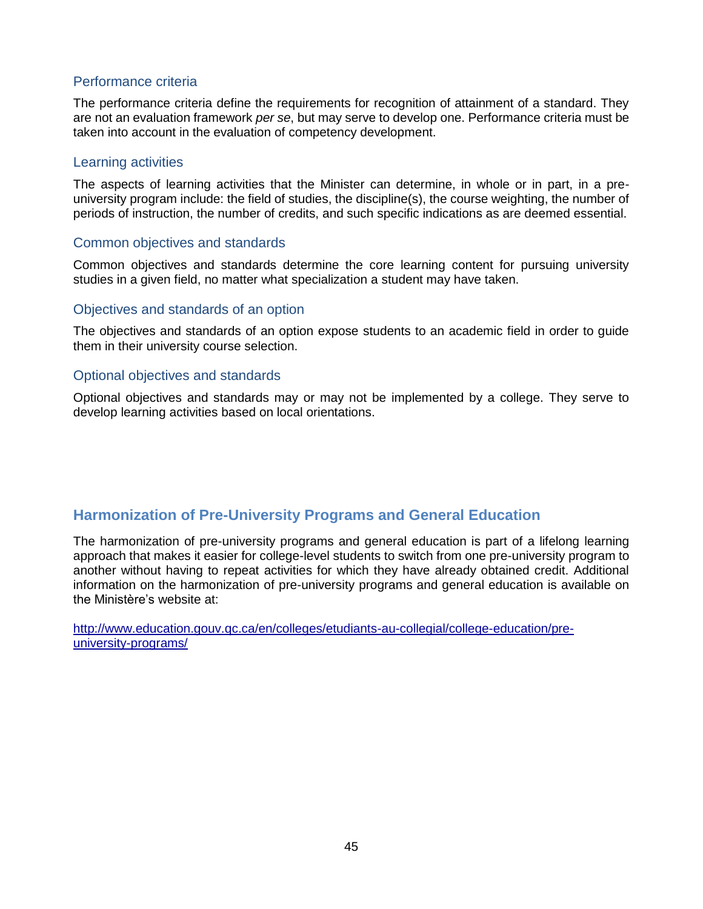### Performance criteria

The performance criteria define the requirements for recognition of attainment of a standard. They are not an evaluation framework *per se*, but may serve to develop one. Performance criteria must be taken into account in the evaluation of competency development.

### Learning activities

The aspects of learning activities that the Minister can determine, in whole or in part, in a pre-university program include: the field of studies, the discipline(s), the course weighting, the number of periods of instruction, the number of credits, and such specific indications as are deemed essential.

### Common objectives and standards

Common objectives and standards determine the core learning content for pursuing university studies in a given field, no matter what specialization a student may have taken.

### Objectives and standards of an option

The objectives and standards of an option expose students to an academic field in order to guide them in their university course selection.

### Optional objectives and standards

Optional objectives and standards may or may not be implemented by a college. They serve to develop learning activities based on local orientations.

## Harmonization of Pre-University Programs and General Education

The harmonization of pre-university programs and general education is part of a lifelong learning approach that makes it easier for college-level students to switch from one pre-university program to another without having to repeat activities for which they have already obtained credit. Additional information on the harmonization of pre-university programs and general education is available on the Ministère's website at:

[http://www.education.gouv.qc.ca/en/colleges/etudiants-au-collegial/college-education/pre-university-programs/](http://www.education.gouv.qc.ca/en/colleges/etudiants-au-collegial/college-education/pre-university-programs/)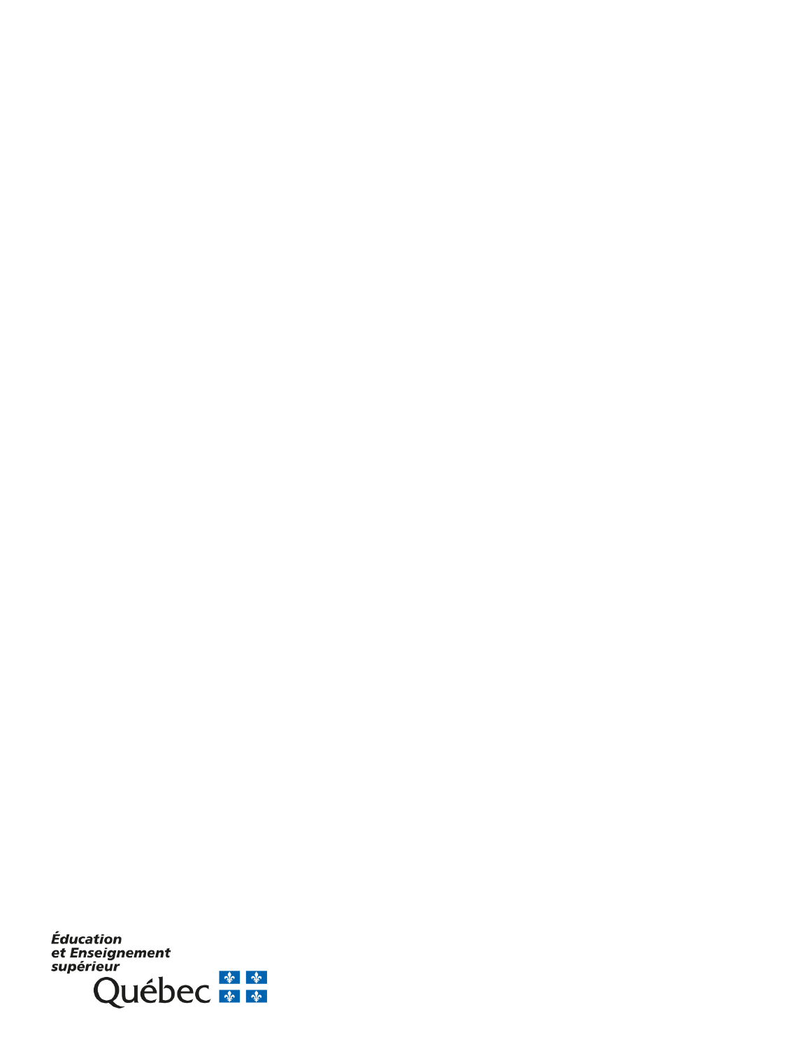*Éducation*
*et Enseignement*
*supérieur*

Québec